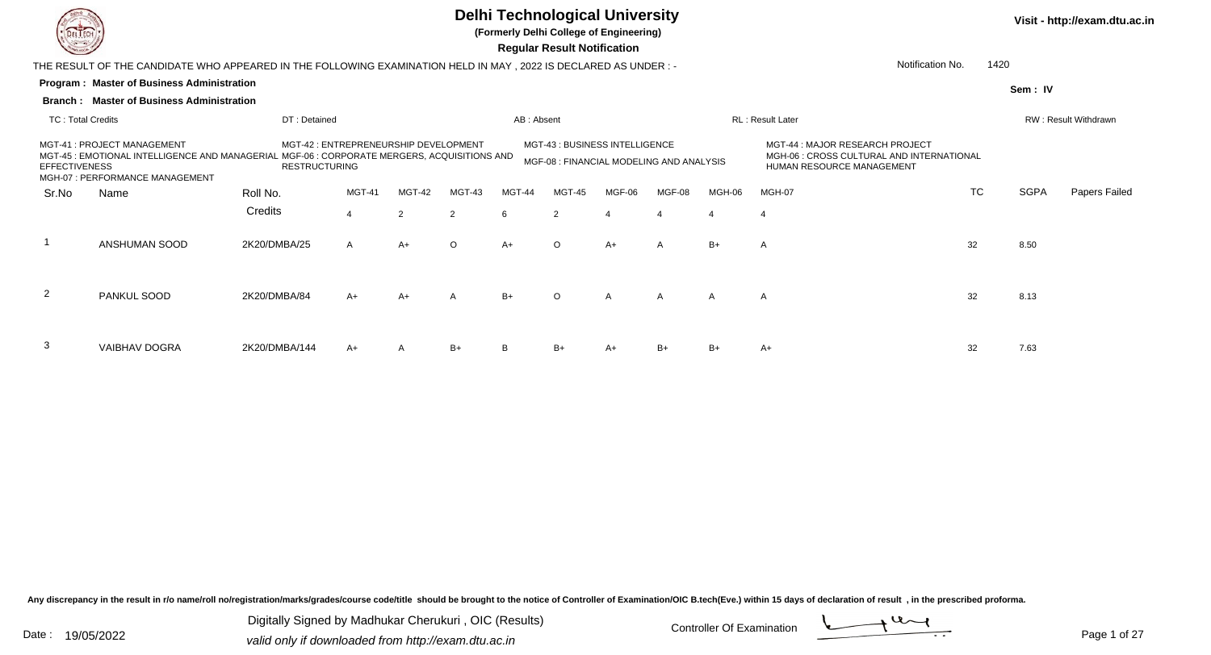# Delhi Technological University

**(Formerly Delhi College of Engineering)**

**Regular Result Notification**

Visit - http://exam.dtu.ac.in

THE RESULT OF THE CANDIDATE WHO APPEARED IN THE FOLLOWING EXAMINATION HELD IN MAY , 2022 IS DECLARED AS UNDER : -

Notification No. 1420

**Program : Master of Business Administration**

**Sem : IV**

**Branch : Master of Business Administration**

TC : Total Credits | DT : Detained | AB : Absent | RL : Result Later | RW : Result Withdrawn

MGT-41 : PROJECT MANAGEMENT
MGT-42 : ENTREPRENEURSHIP DEVELOPMENT
MGT-43 : BUSINESS INTELLIGENCE
MGT-44 : MAJOR RESEARCH PROJECT
MGT-45 : EMOTIONAL INTELLIGENCE AND MANAGERIAL EFFECTIVENESS
MGF-06 : CORPORATE MERGERS, ACQUISITIONS AND RESTRUCTURING
MGF-08 : FINANCIAL MODELING AND ANALYSIS
MGH-06 : CROSS CULTURAL AND INTERNATIONAL HUMAN RESOURCE MANAGEMENT
MGH-07 : PERFORMANCE MANAGEMENT

| Sr.No | Name | Roll No. | MGT-41 | MGT-42 | MGT-43 | MGT-44 | MGT-45 | MGF-06 | MGF-08 | MGH-06 | MGH-07 | TC | SGPA | Papers Failed |
|---|---|---|---|---|---|---|---|---|---|---|---|---|---|---|
| | | Credits | 4 | 2 | 2 | 6 | 2 | 4 | 4 | 4 | 4 | | | |
| 1 | ANSHUMAN SOOD | 2K20/DMBA/25 | A | A+ | O | A+ | O | A+ | A | B+ | A | 32 | 8.50 | |
| 2 | PANKUL SOOD | 2K20/DMBA/84 | A+ | A+ | A | B+ | O | A | A | A | A | 32 | 8.13 | |
| 3 | VAIBHAV DOGRA | 2K20/DMBA/144 | A+ | A | B+ | B | B+ | A+ | B+ | B+ | A+ | 32 | 7.63 | |

Any discrepancy in the result in r/o name/roll no/registration/marks/grades/course code/title should be brought to the notice of Controller of Examination/OIC B.tech(Eve.) within 15 days of declaration of result , in the prescribed proforma.

Date : 19/05/2022

Digitally Signed by Madhukar Cherukuri , OIC (Results)
valid only if downloaded from http://exam.dtu.ac.in

Controller Of Examination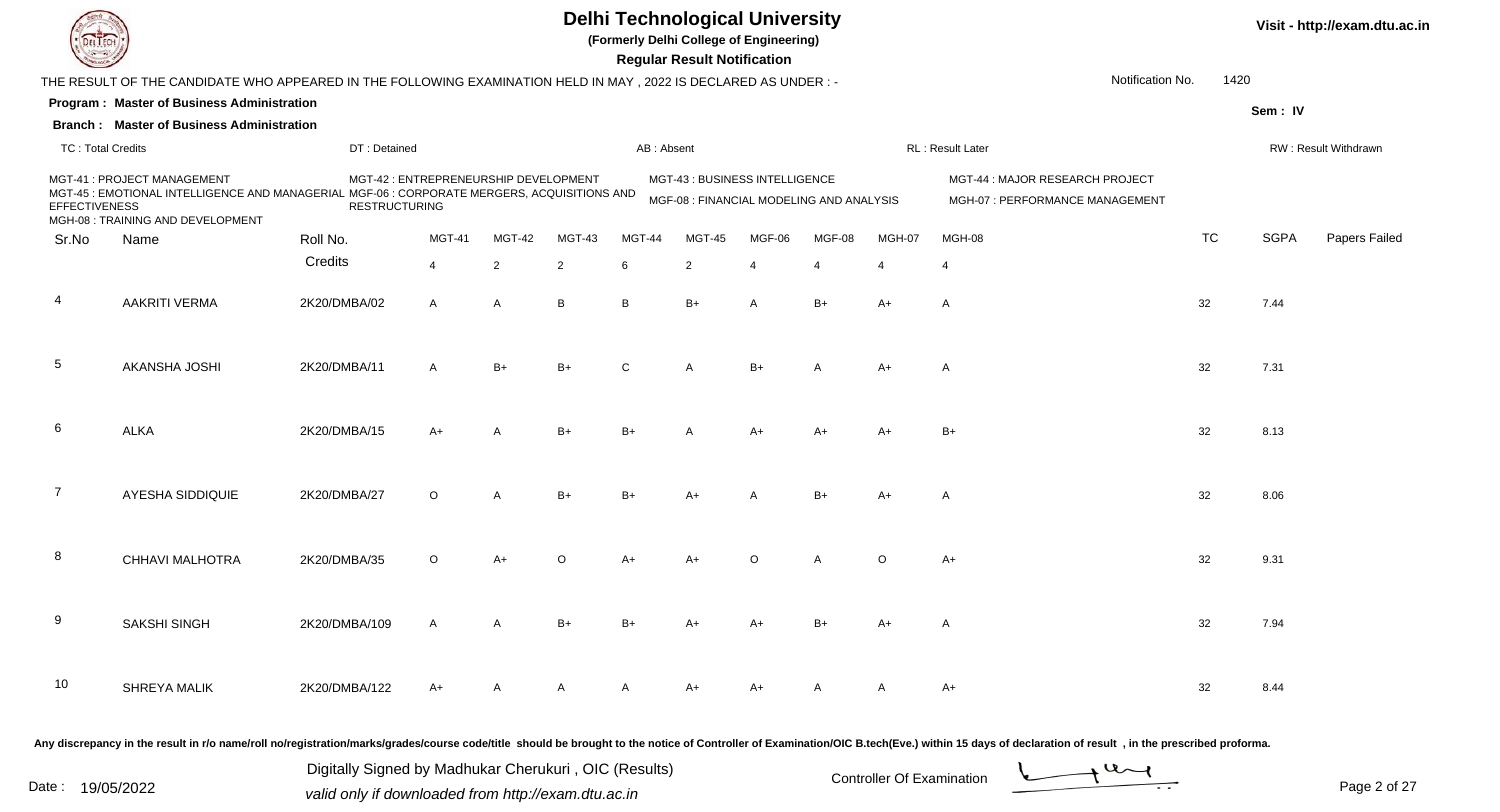# Delhi Technological University

**(Formerly Delhi College of Engineering)**

**Regular Result Notification**

Visit - http://exam.dtu.ac.in

THE RESULT OF THE CANDIDATE WHO APPEARED IN THE FOLLOWING EXAMINATION HELD IN MAY , 2022 IS DECLARED AS UNDER : -

Notification No. 1420

**Program : Master of Business Administration**

**Branch : Master of Business Administration**

Sem : IV

TC : Total Credits | DT : Detained | AB : Absent | RL : Result Later | RW : Result Withdrawn

MGT-41 : PROJECT MANAGEMENT
MGT-42 : ENTREPRENEURSHIP DEVELOPMENT
MGT-43 : BUSINESS INTELLIGENCE
MGT-44 : MAJOR RESEARCH PROJECT
MGT-45 : EMOTIONAL INTELLIGENCE AND MANAGERIAL EFFECTIVENESS
MGF-06 : CORPORATE MERGERS, ACQUISITIONS AND RESTRUCTURING
MGF-08 : FINANCIAL MODELING AND ANALYSIS
MGH-07 : PERFORMANCE MANAGEMENT
MGH-08 : TRAINING AND DEVELOPMENT

| Sr.No | Name | Roll No. | MGT-41 | MGT-42 | MGT-43 | MGT-44 | MGT-45 | MGF-06 | MGF-08 | MGH-07 | MGH-08 | TC | SGPA | Papers Failed |
|---|---|---|---|---|---|---|---|---|---|---|---|---|---|---|
| | | Credits | 4 | 2 | 2 | 6 | 2 | 4 | 4 | 4 | 4 | | | |
| 4 | AAKRITI VERMA | 2K20/DMBA/02 | A | A | B | B | B+ | A | B+ | A+ | A | 32 | 7.44 | |
| 5 | AKANSHA JOSHI | 2K20/DMBA/11 | A | B+ | B+ | C | A | B+ | A | A+ | A | 32 | 7.31 | |
| 6 | ALKA | 2K20/DMBA/15 | A+ | A | B+ | B+ | A | A+ | A+ | A+ | B+ | 32 | 8.13 | |
| 7 | AYESHA SIDDIQUIE | 2K20/DMBA/27 | O | A | B+ | B+ | A+ | A | B+ | A+ | A | 32 | 8.06 | |
| 8 | CHHAVI MALHOTRA | 2K20/DMBA/35 | O | A+ | O | A+ | A+ | O | A | O | A+ | 32 | 9.31 | |
| 9 | SAKSHI SINGH | 2K20/DMBA/109 | A | A | B+ | B+ | A+ | A+ | B+ | A+ | A | 32 | 7.94 | |
| 10 | SHREYA MALIK | 2K20/DMBA/122 | A+ | A | A | A | A+ | A+ | A | A | A+ | 32 | 8.44 | |

Any discrepancy in the result in r/o name/roll no/registration/marks/grades/course code/title should be brought to the notice of Controller of Examination/OIC B.tech(Eve.) within 15 days of declaration of result , in the prescribed proforma.

Date : 19/05/2022

Digitally Signed by Madhukar Cherukuri , OIC (Results)
valid only if downloaded from http://exam.dtu.ac.in

Controller Of Examination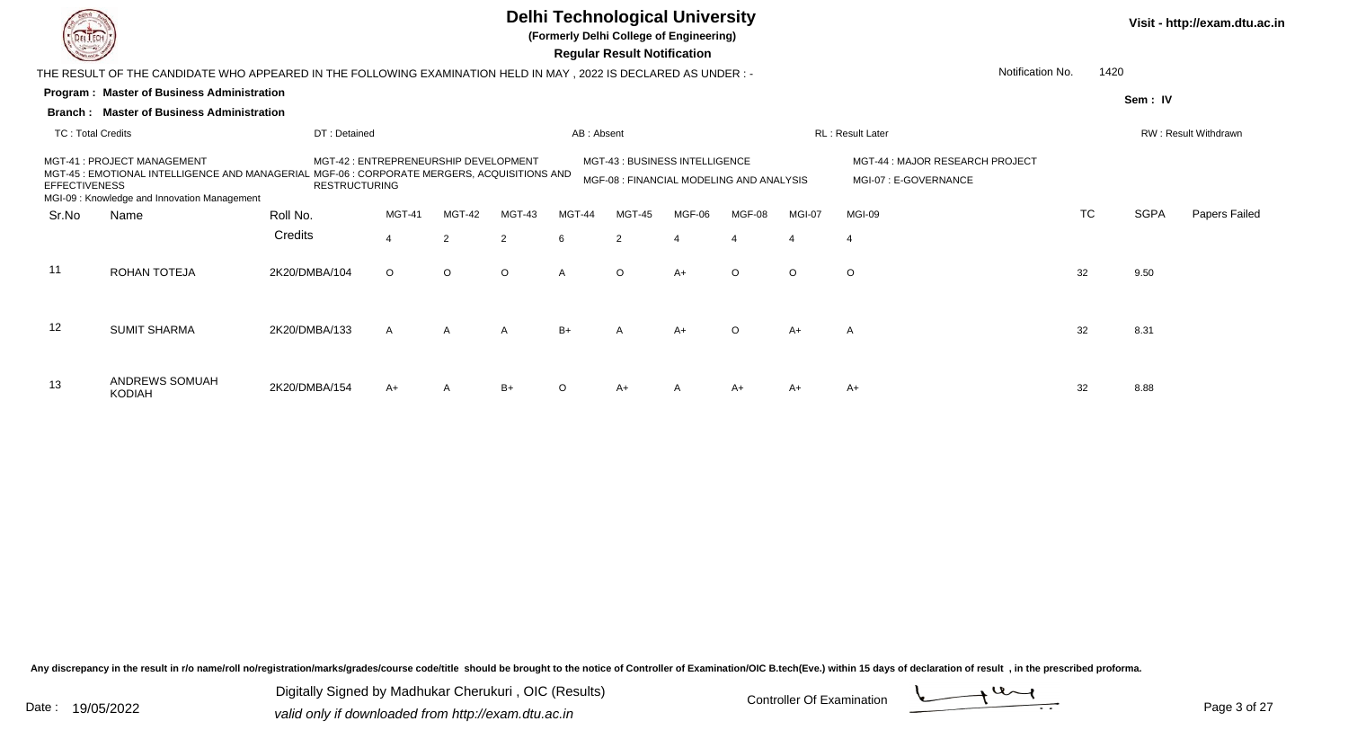# Delhi Technological University

**(Formerly Delhi College of Engineering)**

**Regular Result Notification**

Visit - http://exam.dtu.ac.in

THE RESULT OF THE CANDIDATE WHO APPEARED IN THE FOLLOWING EXAMINATION HELD IN MAY , 2022 IS DECLARED AS UNDER : -

Notification No. 1420

**Program : Master of Business Administration**

**Branch : Master of Business Administration**

Sem : IV

TC : Total Credits | DT : Detained | AB : Absent | RL : Result Later | RW : Result Withdrawn

MGT-41 : PROJECT MANAGEMENT
MGT-42 : ENTREPRENEURSHIP DEVELOPMENT
MGT-43 : BUSINESS INTELLIGENCE
MGT-44 : MAJOR RESEARCH PROJECT
MGT-45 : EMOTIONAL INTELLIGENCE AND MANAGERIAL EFFECTIVENESS
MGF-06 : CORPORATE MERGERS, ACQUISITIONS AND RESTRUCTURING
MGF-08 : FINANCIAL MODELING AND ANALYSIS
MGI-07 : E-GOVERNANCE
MGI-09 : Knowledge and Innovation Management

| Sr.No | Name | Roll No. | MGT-41 | MGT-42 | MGT-43 | MGT-44 | MGT-45 | MGF-06 | MGF-08 | MGI-07 | MGI-09 | TC | SGPA | Papers Failed |
|---|---|---|---|---|---|---|---|---|---|---|---|---|---|---|
| | | Credits | 4 | 2 | 2 | 6 | 2 | 4 | 4 | 4 | 4 | | | |
| 11 | ROHAN TOTEJA | 2K20/DMBA/104 | O | O | O | A | O | A+ | O | O | O | 32 | 9.50 | |
| 12 | SUMIT SHARMA | 2K20/DMBA/133 | A | A | A | B+ | A | A+ | O | A+ | A | 32 | 8.31 | |
| 13 | ANDREWS SOMUAH KODIAH | 2K20/DMBA/154 | A+ | A | B+ | O | A+ | A | A+ | A+ | A+ | 32 | 8.88 | |

Any discrepancy in the result in r/o name/roll no/registration/marks/grades/course code/title should be brought to the notice of Controller of Examination/OIC B.tech(Eve.) within 15 days of declaration of result , in the prescribed proforma.

Date : 19/05/2022

Digitally Signed by Madhukar Cherukuri , OIC (Results)
valid only if downloaded from http://exam.dtu.ac.in

Controller Of Examination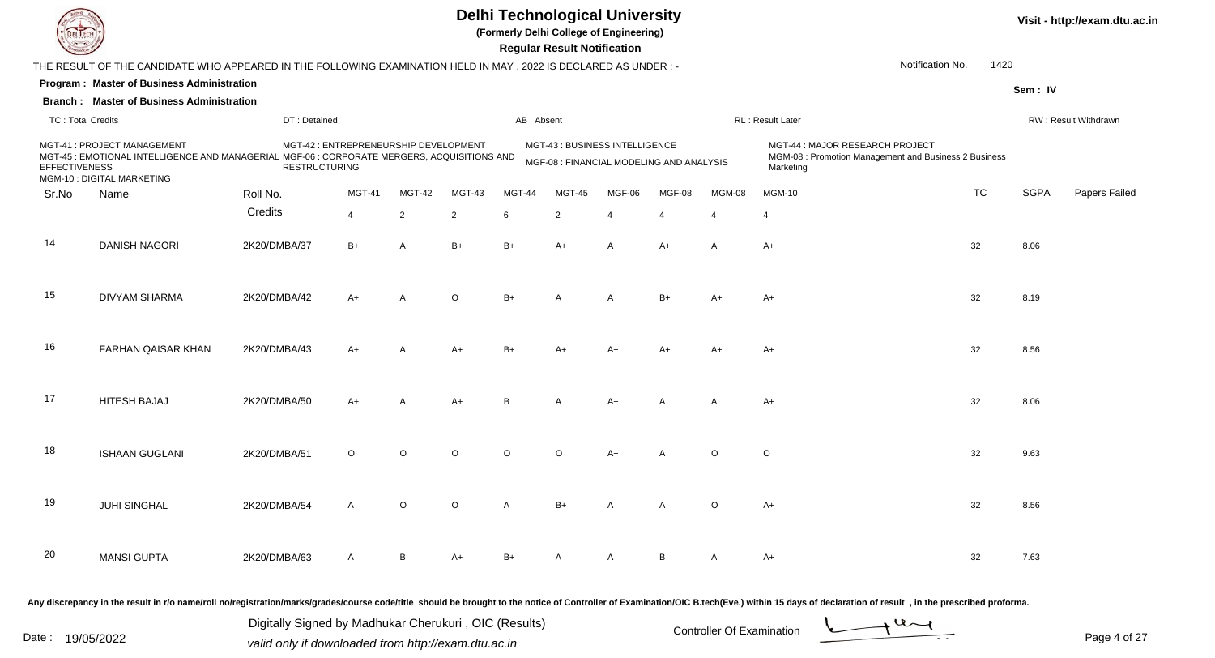# Delhi Technological University

**(Formerly Delhi College of Engineering)**

**Regular Result Notification**

Visit - http://exam.dtu.ac.in

THE RESULT OF THE CANDIDATE WHO APPEARED IN THE FOLLOWING EXAMINATION HELD IN MAY , 2022 IS DECLARED AS UNDER : -

Notification No. 1420

**Program : Master of Business Administration**

**Branch : Master of Business Administration**

Sem : IV

TC : Total Credits | DT : Detained | AB : Absent | RL : Result Later | RW : Result Withdrawn

MGT-41 : PROJECT MANAGEMENT
MGT-42 : ENTREPRENEURSHIP DEVELOPMENT
MGT-43 : BUSINESS INTELLIGENCE
MGT-44 : MAJOR RESEARCH PROJECT
MGT-45 : EMOTIONAL INTELLIGENCE AND MANAGERIAL EFFECTIVENESS
MGF-06 : CORPORATE MERGERS, ACQUISITIONS AND RESTRUCTURING
MGF-08 : FINANCIAL MODELING AND ANALYSIS
MGM-08 : Promotion Management and Business 2 Business Marketing
MGM-10 : DIGITAL MARKETING

| Sr.No | Name | Roll No. | MGT-41 | MGT-42 | MGT-43 | MGT-44 | MGT-45 | MGF-06 | MGF-08 | MGM-08 | MGM-10 | TC | SGPA | Papers Failed |
|---|---|---|---|---|---|---|---|---|---|---|---|---|---|---|
| | | Credits | 4 | 2 | 2 | 6 | 2 | 4 | 4 | 4 | 4 | | | |
| 14 | DANISH NAGORI | 2K20/DMBA/37 | B+ | A | B+ | B+ | A+ | A+ | A+ | A | A+ | 32 | 8.06 | |
| 15 | DIVYAM SHARMA | 2K20/DMBA/42 | A+ | A | O | B+ | A | A | B+ | A+ | A+ | 32 | 8.19 | |
| 16 | FARHAN QAISAR KHAN | 2K20/DMBA/43 | A+ | A | A+ | B+ | A+ | A+ | A+ | A+ | A+ | 32 | 8.56 | |
| 17 | HITESH BAJAJ | 2K20/DMBA/50 | A+ | A | A+ | B | A | A+ | A | A | A+ | 32 | 8.06 | |
| 18 | ISHAAN GUGLANI | 2K20/DMBA/51 | O | O | O | O | O | A+ | A | O | O | 32 | 9.63 | |
| 19 | JUHI SINGHAL | 2K20/DMBA/54 | A | O | O | A | B+ | A | A | O | A+ | 32 | 8.56 | |
| 20 | MANSI GUPTA | 2K20/DMBA/63 | A | B | A+ | B+ | A | A | B | A | A+ | 32 | 7.63 | |

Any discrepancy in the result in r/o name/roll no/registration/marks/grades/course code/title should be brought to the notice of Controller of Examination/OIC B.tech(Eve.) within 15 days of declaration of result , in the prescribed proforma.

Date : 19/05/2022

Digitally Signed by Madhukar Cherukuri , OIC (Results)
valid only if downloaded from http://exam.dtu.ac.in

Controller Of Examination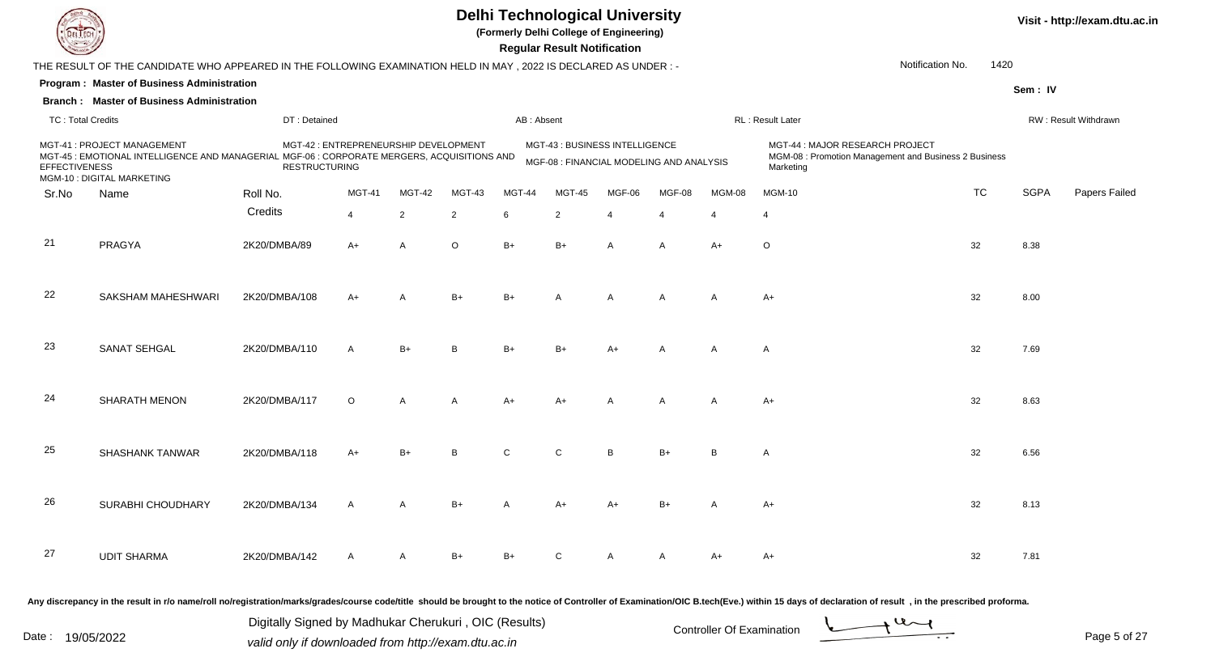# Delhi Technological University

**(Formerly Delhi College of Engineering)**

**Regular Result Notification**

Visit - http://exam.dtu.ac.in

THE RESULT OF THE CANDIDATE WHO APPEARED IN THE FOLLOWING EXAMINATION HELD IN MAY , 2022 IS DECLARED AS UNDER : -

Notification No. 1420

**Program : Master of Business Administration**

**Branch : Master of Business Administration**

Sem : IV

TC : Total Credits | DT : Detained | AB : Absent | RL : Result Later | RW : Result Withdrawn

MGT-41 : PROJECT MANAGEMENT
MGT-42 : ENTREPRENEURSHIP DEVELOPMENT
MGT-43 : BUSINESS INTELLIGENCE
MGT-44 : MAJOR RESEARCH PROJECT
MGT-45 : EMOTIONAL INTELLIGENCE AND MANAGERIAL EFFECTIVENESS
MGF-06 : CORPORATE MERGERS, ACQUISITIONS AND RESTRUCTURING
MGF-08 : FINANCIAL MODELING AND ANALYSIS
MGM-08 : Promotion Management and Business 2 Business Marketing
MGM-10 : DIGITAL MARKETING

| Sr.No | Name | Roll No. | MGT-41 | MGT-42 | MGT-43 | MGT-44 | MGT-45 | MGF-06 | MGF-08 | MGM-08 | MGM-10 | TC | SGPA | Papers Failed |
|---|---|---|---|---|---|---|---|---|---|---|---|---|---|---|
| | | Credits | 4 | 2 | 2 | 6 | 2 | 4 | 4 | 4 | 4 | | | |
| 21 | PRAGYA | 2K20/DMBA/89 | A+ | A | O | B+ | B+ | A | A | A+ | O | 32 | 8.38 | |
| 22 | SAKSHAM MAHESHWARI | 2K20/DMBA/108 | A+ | A | B+ | B+ | A | A | A | A | A+ | 32 | 8.00 | |
| 23 | SANAT SEHGAL | 2K20/DMBA/110 | A | B+ | B | B+ | B+ | A+ | A | A | A | 32 | 7.69 | |
| 24 | SHARATH MENON | 2K20/DMBA/117 | O | A | A | A+ | A+ | A | A | A | A+ | 32 | 8.63 | |
| 25 | SHASHANK TANWAR | 2K20/DMBA/118 | A+ | B+ | B | C | C | B | B+ | B | A | 32 | 6.56 | |
| 26 | SURABHI CHOUDHARY | 2K20/DMBA/134 | A | A | B+ | A | A+ | A+ | B+ | A | A+ | 32 | 8.13 | |
| 27 | UDIT SHARMA | 2K20/DMBA/142 | A | A | B+ | B+ | C | A | A | A+ | A+ | 32 | 7.81 | |

**Any discrepancy in the result in r/o name/roll no/registration/marks/grades/course code/title should be brought to the notice of Controller of Examination/OIC B.tech(Eve.) within 15 days of declaration of result , in the prescribed proforma.**

Date : 19/05/2022

Digitally Signed by Madhukar Cherukuri , OIC (Results)
valid only if downloaded from http://exam.dtu.ac.in

Controller Of Examination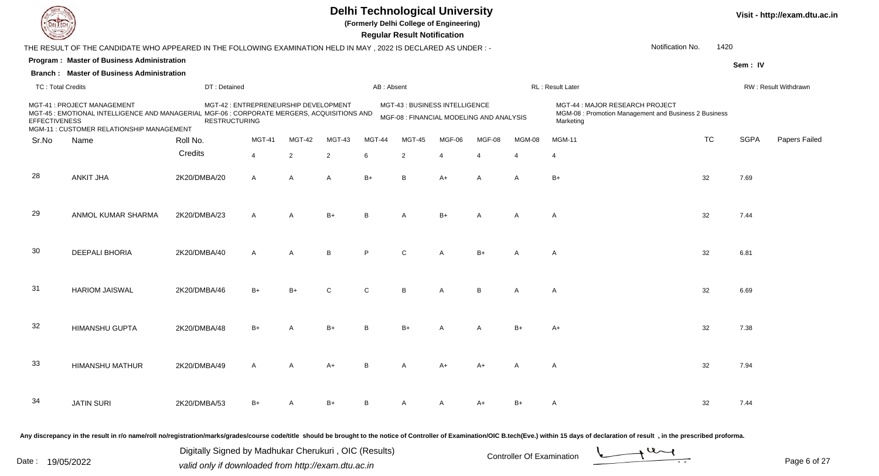# Delhi Technological University

**(Formerly Delhi College of Engineering)**

**Regular Result Notification**

Visit - http://exam.dtu.ac.in

THE RESULT OF THE CANDIDATE WHO APPEARED IN THE FOLLOWING EXAMINATION HELD IN MAY , 2022 IS DECLARED AS UNDER : -

Notification No. 1420

**Program : Master of Business Administration**

**Sem : IV**

**Branch : Master of Business Administration**

TC : Total Credits | DT : Detained | AB : Absent | RL : Result Later | RW : Result Withdrawn

MGT-41 : PROJECT MANAGEMENT
MGT-42 : ENTREPRENEURSHIP DEVELOPMENT
MGT-43 : BUSINESS INTELLIGENCE
MGT-44 : MAJOR RESEARCH PROJECT
MGT-45 : EMOTIONAL INTELLIGENCE AND MANAGERIAL EFFECTIVENESS
MGF-06 : CORPORATE MERGERS, ACQUISITIONS AND RESTRUCTURING
MGF-08 : FINANCIAL MODELING AND ANALYSIS
MGM-08 : Promotion Management and Business 2 Business Marketing
MGM-11 : CUSTOMER RELATIONSHIP MANAGEMENT

| Sr.No | Name | Roll No. | MGT-41 | MGT-42 | MGT-43 | MGT-44 | MGT-45 | MGF-06 | MGF-08 | MGM-08 | MGM-11 | TC | SGPA | Papers Failed |
|---|---|---|---|---|---|---|---|---|---|---|---|---|---|---|
| | | Credits | 4 | 2 | 2 | 6 | 2 | 4 | 4 | 4 | 4 | | | |
| 28 | ANKIT JHA | 2K20/DMBA/20 | A | A | A | B+ | B | A+ | A | A | B+ | 32 | 7.69 | |
| 29 | ANMOL KUMAR SHARMA | 2K20/DMBA/23 | A | A | B+ | B | A | B+ | A | A | A | 32 | 7.44 | |
| 30 | DEEPALI BHORIA | 2K20/DMBA/40 | A | A | B | P | C | A | B+ | A | A | 32 | 6.81 | |
| 31 | HARIOM JAISWAL | 2K20/DMBA/46 | B+ | B+ | C | C | B | A | B | A | A | 32 | 6.69 | |
| 32 | HIMANSHU GUPTA | 2K20/DMBA/48 | B+ | A | B+ | B | B+ | A | A | B+ | A+ | 32 | 7.38 | |
| 33 | HIMANSHU MATHUR | 2K20/DMBA/49 | A | A | A+ | B | A | A+ | A+ | A | A | 32 | 7.94 | |
| 34 | JATIN SURI | 2K20/DMBA/53 | B+ | A | B+ | B | A | A | A+ | B+ | A | 32 | 7.44 | |

Any discrepancy in the result in r/o name/roll no/registration/marks/grades/course code/title should be brought to the notice of Controller of Examination/OIC B.tech(Eve.) within 15 days of declaration of result , in the prescribed proforma.

Date : 19/05/2022

Digitally Signed by Madhukar Cherukuri , OIC (Results)
valid only if downloaded from http://exam.dtu.ac.in

Controller Of Examination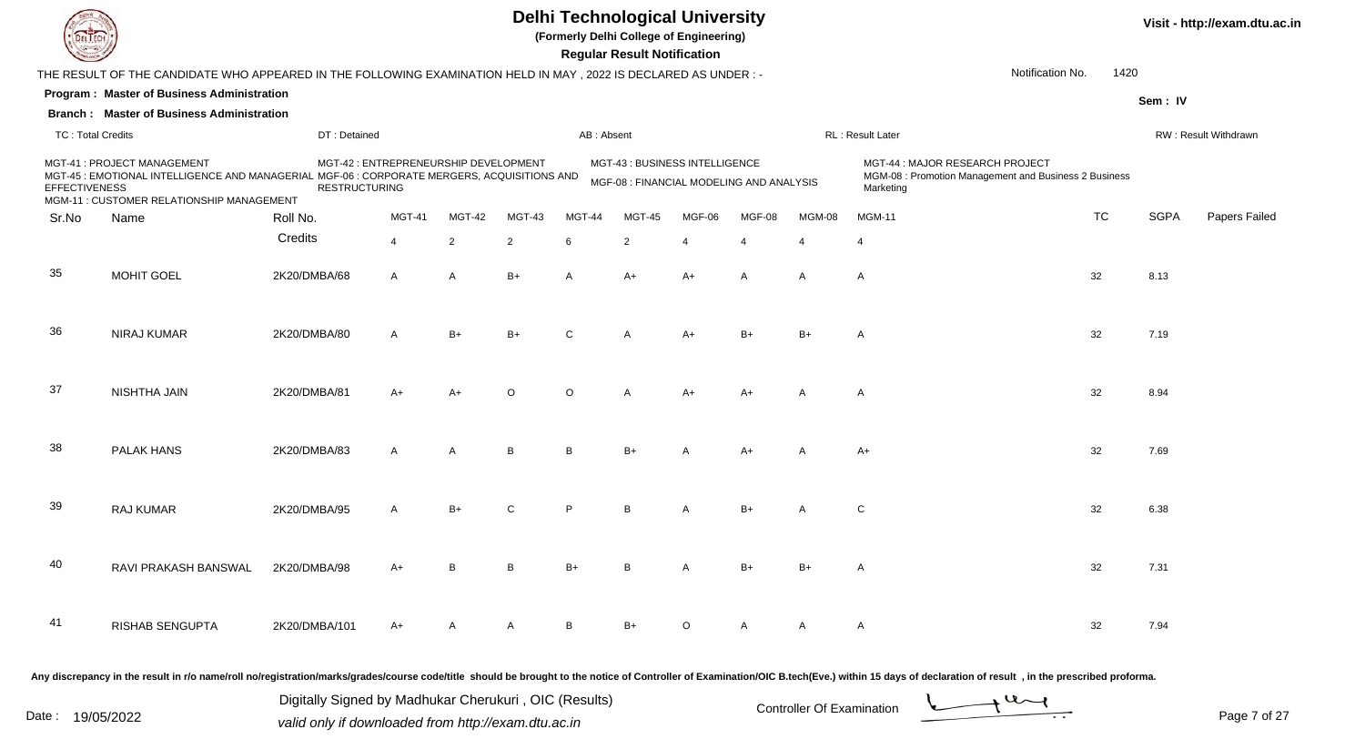# Delhi Technological University

**(Formerly Delhi College of Engineering)**

**Regular Result Notification**

Visit - http://exam.dtu.ac.in

THE RESULT OF THE CANDIDATE WHO APPEARED IN THE FOLLOWING EXAMINATION HELD IN MAY , 2022 IS DECLARED AS UNDER : -

Notification No. 1420

**Program : Master of Business Administration**

**Branch : Master of Business Administration**

Sem : IV

TC : Total Credits | DT : Detained | AB : Absent | RL : Result Later | RW : Result Withdrawn

MGT-41 : PROJECT MANAGEMENT
MGT-42 : ENTREPRENEURSHIP DEVELOPMENT
MGT-43 : BUSINESS INTELLIGENCE
MGT-44 : MAJOR RESEARCH PROJECT
MGT-45 : EMOTIONAL INTELLIGENCE AND MANAGERIAL EFFECTIVENESS
MGF-06 : CORPORATE MERGERS, ACQUISITIONS AND RESTRUCTURING
MGF-08 : FINANCIAL MODELING AND ANALYSIS
MGM-08 : Promotion Management and Business 2 Business Marketing
MGM-11 : CUSTOMER RELATIONSHIP MANAGEMENT

| Sr.No | Name | Roll No. | MGT-41 | MGT-42 | MGT-43 | MGT-44 | MGT-45 | MGF-06 | MGF-08 | MGM-08 | MGM-11 | TC | SGPA | Papers Failed |
|---|---|---|---|---|---|---|---|---|---|---|---|---|---|---|
| | | Credits | 4 | 2 | 2 | 6 | 2 | 4 | 4 | 4 | 4 | | | |
| 35 | MOHIT GOEL | 2K20/DMBA/68 | A | A | B+ | A | A+ | A+ | A | A | A | 32 | 8.13 | |
| 36 | NIRAJ KUMAR | 2K20/DMBA/80 | A | B+ | B+ | C | A | A+ | B+ | B+ | A | 32 | 7.19 | |
| 37 | NISHTHA JAIN | 2K20/DMBA/81 | A+ | A+ | O | O | A | A+ | A+ | A | A | 32 | 8.94 | |
| 38 | PALAK HANS | 2K20/DMBA/83 | A | A | B | B | B+ | A | A+ | A | A+ | 32 | 7.69 | |
| 39 | RAJ KUMAR | 2K20/DMBA/95 | A | B+ | C | P | B | A | B+ | A | C | 32 | 6.38 | |
| 40 | RAVI PRAKASH BANSWAL | 2K20/DMBA/98 | A+ | B | B | B+ | B | A | B+ | B+ | A | 32 | 7.31 | |
| 41 | RISHAB SENGUPTA | 2K20/DMBA/101 | A+ | A | A | B | B+ | O | A | A | A | 32 | 7.94 | |

Any discrepancy in the result in r/o name/roll no/registration/marks/grades/course code/title should be brought to the notice of Controller of Examination/OIC B.tech(Eve.) within 15 days of declaration of result , in the prescribed proforma.

Date : 19/05/2022

Digitally Signed by Madhukar Cherukuri , OIC (Results)
valid only if downloaded from http://exam.dtu.ac.in

Controller Of Examination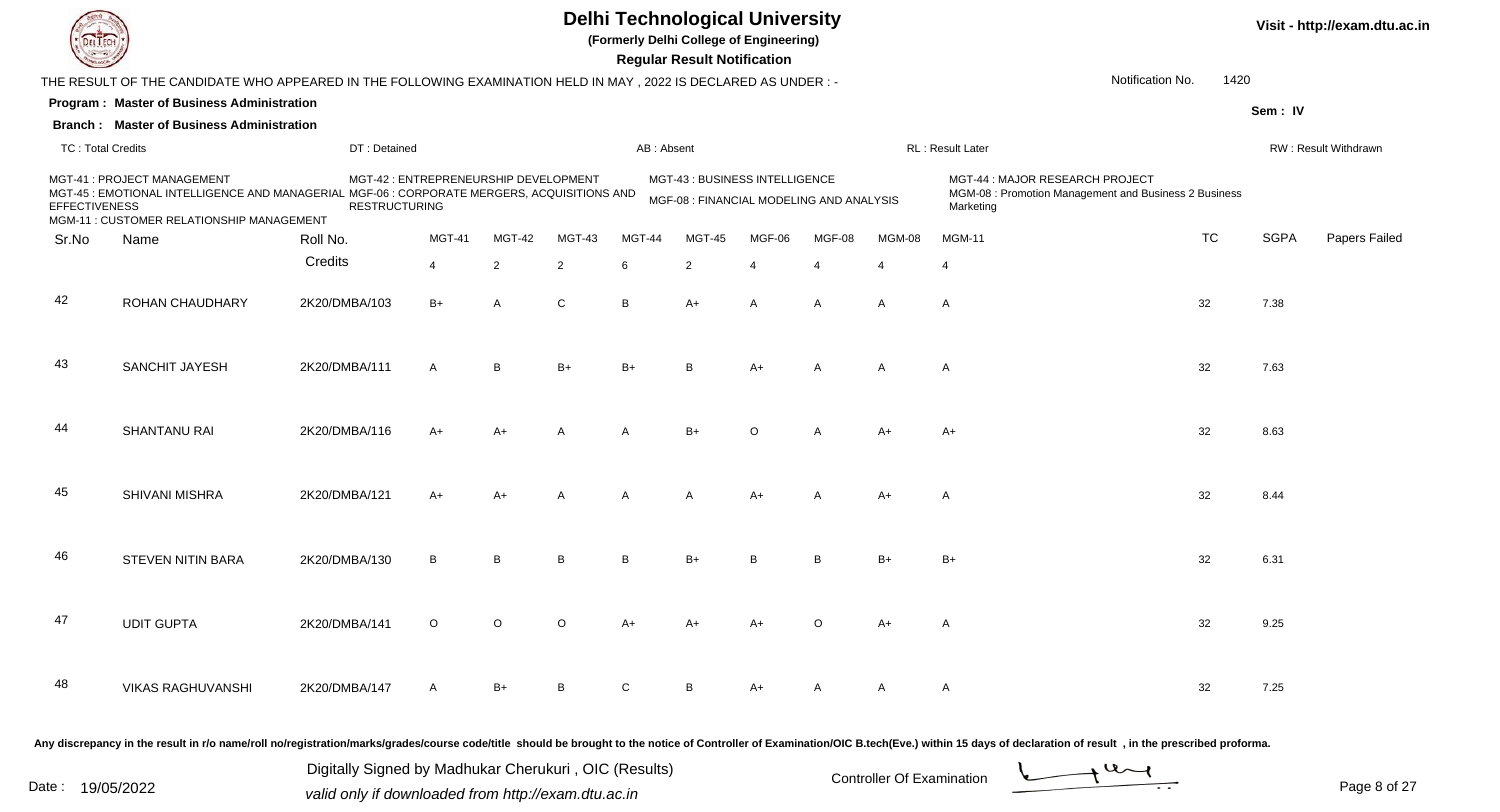# Delhi Technological University

**(Formerly Delhi College of Engineering)**

**Regular Result Notification**

Visit - http://exam.dtu.ac.in

THE RESULT OF THE CANDIDATE WHO APPEARED IN THE FOLLOWING EXAMINATION HELD IN MAY , 2022 IS DECLARED AS UNDER : -

Notification No. 1420

**Program : Master of Business Administration**

**Branch : Master of Business Administration**

Sem : IV

TC : Total Credits | DT : Detained | AB : Absent | RL : Result Later | RW : Result Withdrawn

MGT-41 : PROJECT MANAGEMENT
MGT-42 : ENTREPRENEURSHIP DEVELOPMENT
MGT-43 : BUSINESS INTELLIGENCE
MGT-44 : MAJOR RESEARCH PROJECT
MGT-45 : EMOTIONAL INTELLIGENCE AND MANAGERIAL EFFECTIVENESS
MGF-06 : CORPORATE MERGERS, ACQUISITIONS AND RESTRUCTURING
MGF-08 : FINANCIAL MODELING AND ANALYSIS
MGM-08 : Promotion Management and Business 2 Business Marketing
MGM-11 : CUSTOMER RELATIONSHIP MANAGEMENT

| Sr.No | Name | Roll No. | MGT-41 | MGT-42 | MGT-43 | MGT-44 | MGT-45 | MGF-06 | MGF-08 | MGM-08 | MGM-11 | TC | SGPA | Papers Failed |
|---|---|---|---|---|---|---|---|---|---|---|---|---|---|---|
| | | Credits | 4 | 2 | 2 | 6 | 2 | 4 | 4 | 4 | 4 | | | |
| 42 | ROHAN CHAUDHARY | 2K20/DMBA/103 | B+ | A | C | B | A+ | A | A | A | A | 32 | 7.38 | |
| 43 | SANCHIT JAYESH | 2K20/DMBA/111 | A | B | B+ | B+ | B | A+ | A | A | A | 32 | 7.63 | |
| 44 | SHANTANU RAI | 2K20/DMBA/116 | A+ | A+ | A | A | B+ | O | A | A+ | A+ | 32 | 8.63 | |
| 45 | SHIVANI MISHRA | 2K20/DMBA/121 | A+ | A+ | A | A | A | A+ | A | A+ | A | 32 | 8.44 | |
| 46 | STEVEN NITIN BARA | 2K20/DMBA/130 | B | B | B | B | B+ | B | B | B+ | B+ | 32 | 6.31 | |
| 47 | UDIT GUPTA | 2K20/DMBA/141 | O | O | O | A+ | A+ | A+ | O | A+ | A | 32 | 9.25 | |
| 48 | VIKAS RAGHUVANSHI | 2K20/DMBA/147 | A | B+ | B | C | B | A+ | A | A | A | 32 | 7.25 | |

Any discrepancy in the result in r/o name/roll no/registration/marks/grades/course code/title should be brought to the notice of Controller of Examination/OIC B.tech(Eve.) within 15 days of declaration of result , in the prescribed proforma.

Date : 19/05/2022

Digitally Signed by Madhukar Cherukuri , OIC (Results)
valid only if downloaded from http://exam.dtu.ac.in

Controller Of Examination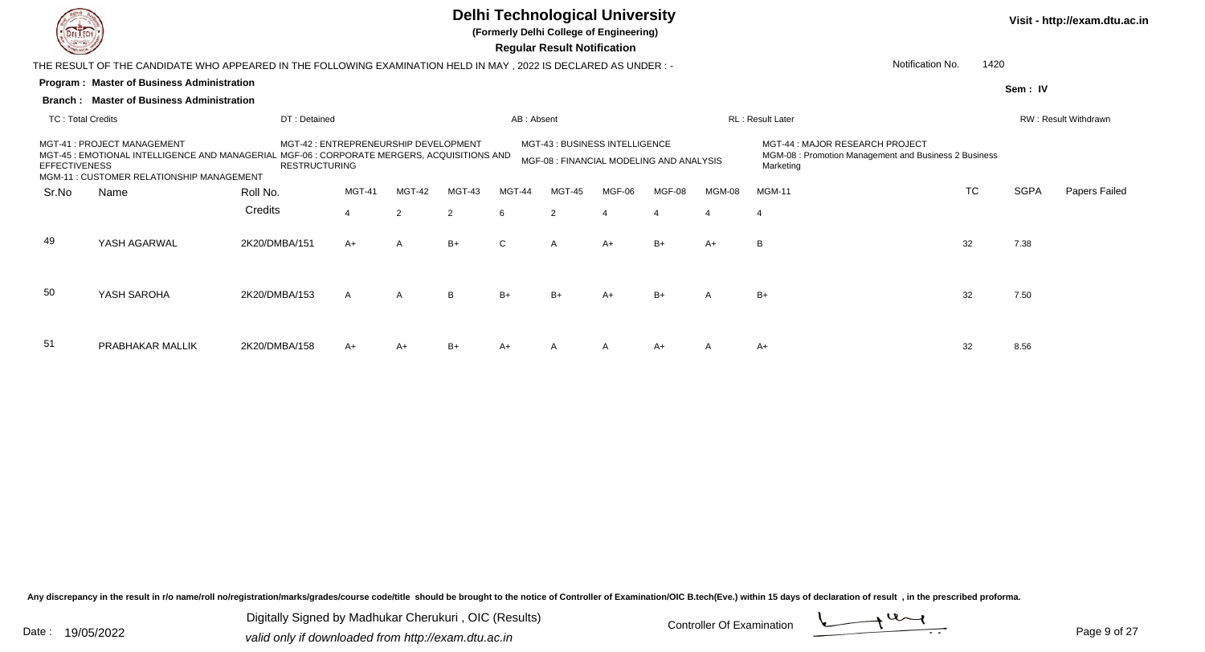# Delhi Technological University

**(Formerly Delhi College of Engineering)**

**Regular Result Notification**

Visit - http://exam.dtu.ac.in

THE RESULT OF THE CANDIDATE WHO APPEARED IN THE FOLLOWING EXAMINATION HELD IN MAY , 2022 IS DECLARED AS UNDER : -

Notification No. 1420

**Program : Master of Business Administration**

**Sem : IV**

**Branch : Master of Business Administration**

TC : Total Credits | DT : Detained | AB : Absent | RL : Result Later | RW : Result Withdrawn

MGT-41 : PROJECT MANAGEMENT
MGT-42 : ENTREPRENEURSHIP DEVELOPMENT
MGT-43 : BUSINESS INTELLIGENCE
MGT-44 : MAJOR RESEARCH PROJECT
MGT-45 : EMOTIONAL INTELLIGENCE AND MANAGERIAL EFFECTIVENESS
MGF-06 : CORPORATE MERGERS, ACQUISITIONS AND RESTRUCTURING
MGF-08 : FINANCIAL MODELING AND ANALYSIS
MGM-08 : Promotion Management and Business 2 Business Marketing
MGM-11 : CUSTOMER RELATIONSHIP MANAGEMENT

| Sr.No | Name | Roll No. | MGT-41 | MGT-42 | MGT-43 | MGT-44 | MGT-45 | MGF-06 | MGF-08 | MGM-08 | MGM-11 | TC | SGPA | Papers Failed |
|---|---|---|---|---|---|---|---|---|---|---|---|---|---|---|
| | | Credits | 4 | 2 | 2 | 6 | 2 | 4 | 4 | 4 | 4 | | | |
| 49 | YASH AGARWAL | 2K20/DMBA/151 | A+ | A | B+ | C | A | A+ | B+ | A+ | B | 32 | 7.38 | |
| 50 | YASH SAROHA | 2K20/DMBA/153 | A | A | B | B+ | B+ | A+ | B+ | A | B+ | 32 | 7.50 | |
| 51 | PRABHAKAR MALLIK | 2K20/DMBA/158 | A+ | A+ | B+ | A+ | A | A | A+ | A | A+ | 32 | 8.56 | |

Any discrepancy in the result in r/o name/roll no/registration/marks/grades/course code/title should be brought to the notice of Controller of Examination/OIC B.tech(Eve.) within 15 days of declaration of result , in the prescribed proforma.

Date : 19/05/2022

Digitally Signed by Madhukar Cherukuri , OIC (Results)
valid only if downloaded from http://exam.dtu.ac.in

Controller Of Examination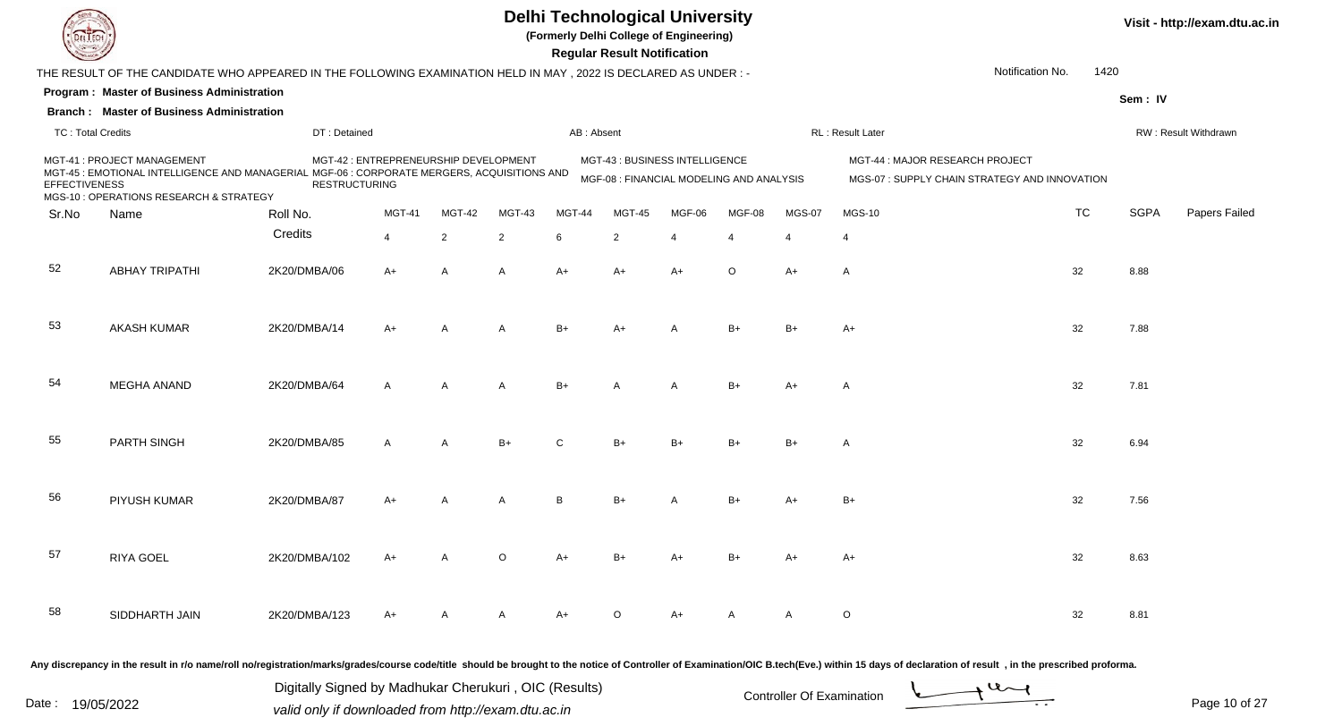# Delhi Technological University

**(Formerly Delhi College of Engineering)**

**Regular Result Notification**

Visit - http://exam.dtu.ac.in

THE RESULT OF THE CANDIDATE WHO APPEARED IN THE FOLLOWING EXAMINATION HELD IN MAY , 2022 IS DECLARED AS UNDER : -

Notification No. 1420

**Program : Master of Business Administration**

**Branch : Master of Business Administration**

Sem : IV

TC : Total Credits | DT : Detained | AB : Absent | RL : Result Later | RW : Result Withdrawn

MGT-41 : PROJECT MANAGEMENT
MGT-42 : ENTREPRENEURSHIP DEVELOPMENT
MGT-43 : BUSINESS INTELLIGENCE
MGT-44 : MAJOR RESEARCH PROJECT
MGT-45 : EMOTIONAL INTELLIGENCE AND MANAGERIAL EFFECTIVENESS
MGF-06 : CORPORATE MERGERS, ACQUISITIONS AND RESTRUCTURING
MGF-08 : FINANCIAL MODELING AND ANALYSIS
MGS-07 : SUPPLY CHAIN STRATEGY AND INNOVATION
MGS-10 : OPERATIONS RESEARCH & STRATEGY

| Sr.No | Name | Roll No. | MGT-41 | MGT-42 | MGT-43 | MGT-44 | MGT-45 | MGF-06 | MGF-08 | MGS-07 | MGS-10 | TC | SGPA | Papers Failed |
|---|---|---|---|---|---|---|---|---|---|---|---|---|---|---|
| | | Credits | 4 | 2 | 2 | 6 | 2 | 4 | 4 | 4 | 4 | | | |
| 52 | ABHAY TRIPATHI | 2K20/DMBA/06 | A+ | A | A | A+ | A+ | A+ | O | A+ | A | 32 | 8.88 | |
| 53 | AKASH KUMAR | 2K20/DMBA/14 | A+ | A | A | B+ | A+ | A | B+ | B+ | A+ | 32 | 7.88 | |
| 54 | MEGHA ANAND | 2K20/DMBA/64 | A | A | A | B+ | A | A | B+ | A+ | A | 32 | 7.81 | |
| 55 | PARTH SINGH | 2K20/DMBA/85 | A | A | B+ | C | B+ | B+ | B+ | B+ | A | 32 | 6.94 | |
| 56 | PIYUSH KUMAR | 2K20/DMBA/87 | A+ | A | A | B | B+ | A | B+ | A+ | B+ | 32 | 7.56 | |
| 57 | RIYA GOEL | 2K20/DMBA/102 | A+ | A | O | A+ | B+ | A+ | B+ | A+ | A+ | 32 | 8.63 | |
| 58 | SIDDHARTH JAIN | 2K20/DMBA/123 | A+ | A | A | A+ | O | A+ | A | A | O | 32 | 8.81 | |

**Any discrepancy in the result in r/o name/roll no/registration/marks/grades/course code/title should be brought to the notice of Controller of Examination/OIC B.tech(Eve.) within 15 days of declaration of result , in the prescribed proforma.**

Date : 19/05/2022

Digitally Signed by Madhukar Cherukuri , OIC (Results)
valid only if downloaded from http://exam.dtu.ac.in

Controller Of Examination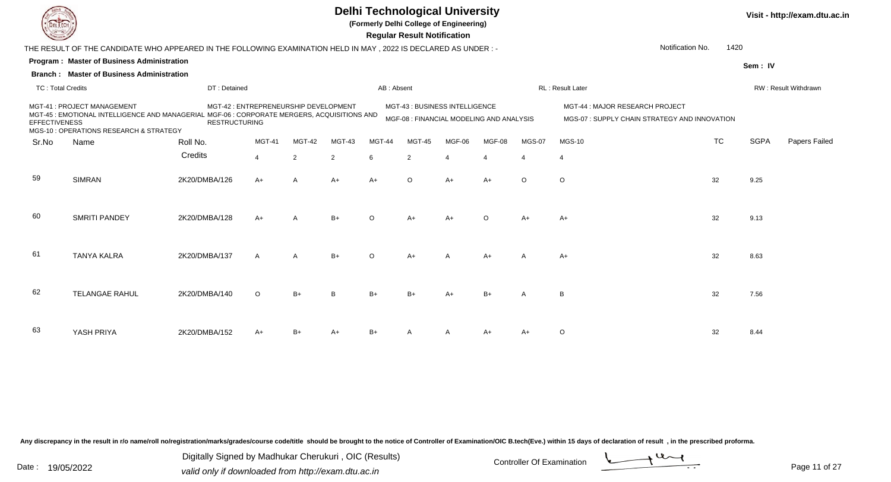# Delhi Technological University

**(Formerly Delhi College of Engineering)**

**Regular Result Notification**

Visit - http://exam.dtu.ac.in

THE RESULT OF THE CANDIDATE WHO APPEARED IN THE FOLLOWING EXAMINATION HELD IN MAY , 2022 IS DECLARED AS UNDER : -

Notification No. 1420

**Program : Master of Business Administration**

**Branch : Master of Business Administration**

Sem : IV

TC : Total Credits | DT : Detained | AB : Absent | RL : Result Later | RW : Result Withdrawn

MGT-41 : PROJECT MANAGEMENT
MGT-42 : ENTREPRENEURSHIP DEVELOPMENT
MGT-43 : BUSINESS INTELLIGENCE
MGT-44 : MAJOR RESEARCH PROJECT
MGT-45 : EMOTIONAL INTELLIGENCE AND MANAGERIAL EFFECTIVENESS
MGF-06 : CORPORATE MERGERS, ACQUISITIONS AND RESTRUCTURING
MGF-08 : FINANCIAL MODELING AND ANALYSIS
MGS-07 : SUPPLY CHAIN STRATEGY AND INNOVATION
MGS-10 : OPERATIONS RESEARCH & STRATEGY

| Sr.No | Name | Roll No. | MGT-41 | MGT-42 | MGT-43 | MGT-44 | MGT-45 | MGF-06 | MGF-08 | MGS-07 | MGS-10 | TC | SGPA | Papers Failed |
|---|---|---|---|---|---|---|---|---|---|---|---|---|---|---|
| | | Credits | 4 | 2 | 2 | 6 | 2 | 4 | 4 | 4 | 4 | | | |
| 59 | SIMRAN | 2K20/DMBA/126 | A+ | A | A+ | A+ | O | A+ | A+ | O | O | 32 | 9.25 | |
| 60 | SMRITI PANDEY | 2K20/DMBA/128 | A+ | A | B+ | O | A+ | A+ | O | A+ | A+ | 32 | 9.13 | |
| 61 | TANYA KALRA | 2K20/DMBA/137 | A | A | B+ | O | A+ | A | A+ | A | A+ | 32 | 8.63 | |
| 62 | TELANGAE RAHUL | 2K20/DMBA/140 | O | B+ | B | B+ | B+ | A+ | B+ | A | B | 32 | 7.56 | |
| 63 | YASH PRIYA | 2K20/DMBA/152 | A+ | B+ | A+ | B+ | A | A | A+ | A+ | O | 32 | 8.44 | |

Any discrepancy in the result in r/o name/roll no/registration/marks/grades/course code/title should be brought to the notice of Controller of Examination/OIC B.tech(Eve.) within 15 days of declaration of result , in the prescribed proforma.

Date : 19/05/2022

Digitally Signed by Madhukar Cherukuri , OIC (Results)
valid only if downloaded from http://exam.dtu.ac.in

Controller Of Examination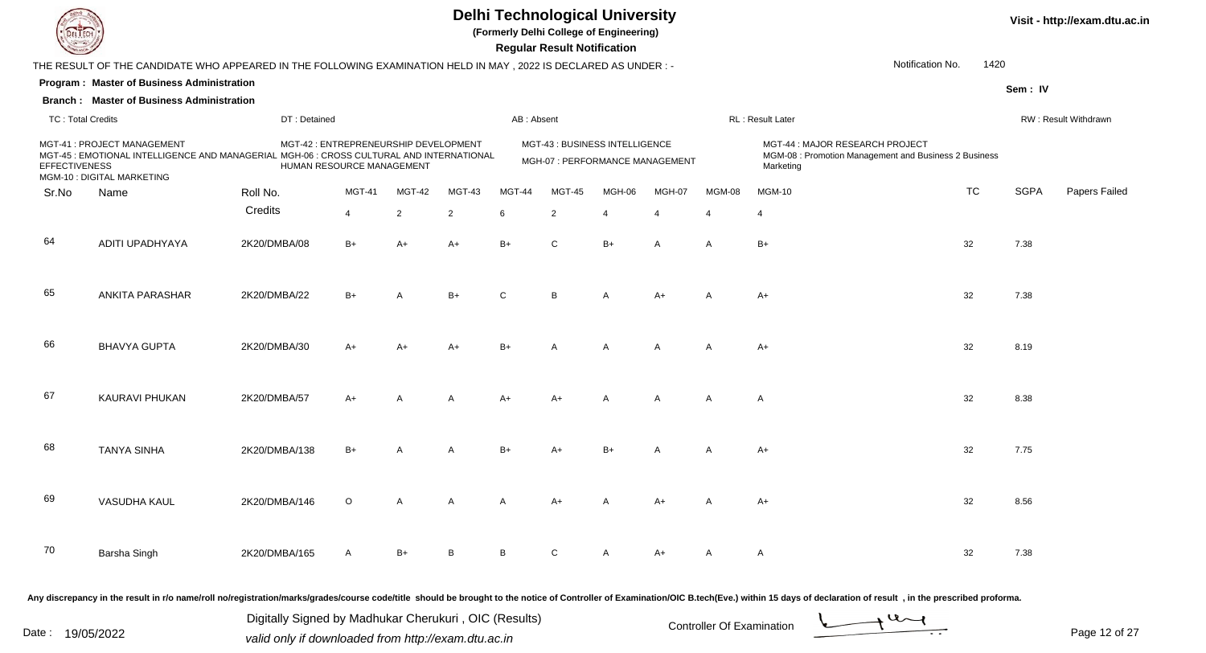# Delhi Technological University

**(Formerly Delhi College of Engineering)**

**Regular Result Notification**

Visit - http://exam.dtu.ac.in

THE RESULT OF THE CANDIDATE WHO APPEARED IN THE FOLLOWING EXAMINATION HELD IN MAY , 2022 IS DECLARED AS UNDER : -

Notification No. 1420

**Program : Master of Business Administration**

**Branch : Master of Business Administration**

Sem : IV

TC : Total Credits | DT : Detained | AB : Absent | RL : Result Later | RW : Result Withdrawn

MGT-41 : PROJECT MANAGEMENT
MGT-42 : ENTREPRENEURSHIP DEVELOPMENT
MGT-43 : BUSINESS INTELLIGENCE
MGT-44 : MAJOR RESEARCH PROJECT
MGT-45 : EMOTIONAL INTELLIGENCE AND MANAGERIAL EFFECTIVENESS
MGH-06 : CROSS CULTURAL AND INTERNATIONAL HUMAN RESOURCE MANAGEMENT
MGH-07 : PERFORMANCE MANAGEMENT
MGM-08 : Promotion Management and Business 2 Business Marketing
MGM-10 : DIGITAL MARKETING

| Sr.No | Name | Roll No. | MGT-41 | MGT-42 | MGT-43 | MGT-44 | MGT-45 | MGH-06 | MGH-07 | MGM-08 | MGM-10 | TC | SGPA | Papers Failed |
|---|---|---|---|---|---|---|---|---|---|---|---|---|---|---|
| | | Credits | 4 | 2 | 2 | 6 | 2 | 4 | 4 | 4 | 4 | | | |
| 64 | ADITI UPADHYAYA | 2K20/DMBA/08 | B+ | A+ | A+ | B+ | C | B+ | A | A | B+ | 32 | 7.38 | |
| 65 | ANKITA PARASHAR | 2K20/DMBA/22 | B+ | A | B+ | C | B | A | A+ | A | A+ | 32 | 7.38 | |
| 66 | BHAVYA GUPTA | 2K20/DMBA/30 | A+ | A+ | A+ | B+ | A | A | A | A | A+ | 32 | 8.19 | |
| 67 | KAURAVI PHUKAN | 2K20/DMBA/57 | A+ | A | A | A+ | A+ | A | A | A | A | 32 | 8.38 | |
| 68 | TANYA SINHA | 2K20/DMBA/138 | B+ | A | A | B+ | A+ | B+ | A | A | A+ | 32 | 7.75 | |
| 69 | VASUDHA KAUL | 2K20/DMBA/146 | O | A | A | A | A+ | A | A+ | A | A+ | 32 | 8.56 | |
| 70 | Barsha Singh | 2K20/DMBA/165 | A | B+ | B | B | C | A | A+ | A | A | 32 | 7.38 | |

Any discrepancy in the result in r/o name/roll no/registration/marks/grades/course code/title should be brought to the notice of Controller of Examination/OIC B.tech(Eve.) within 15 days of declaration of result , in the prescribed proforma.

Date : 19/05/2022

Digitally Signed by Madhukar Cherukuri , OIC (Results)
valid only if downloaded from http://exam.dtu.ac.in

Controller Of Examination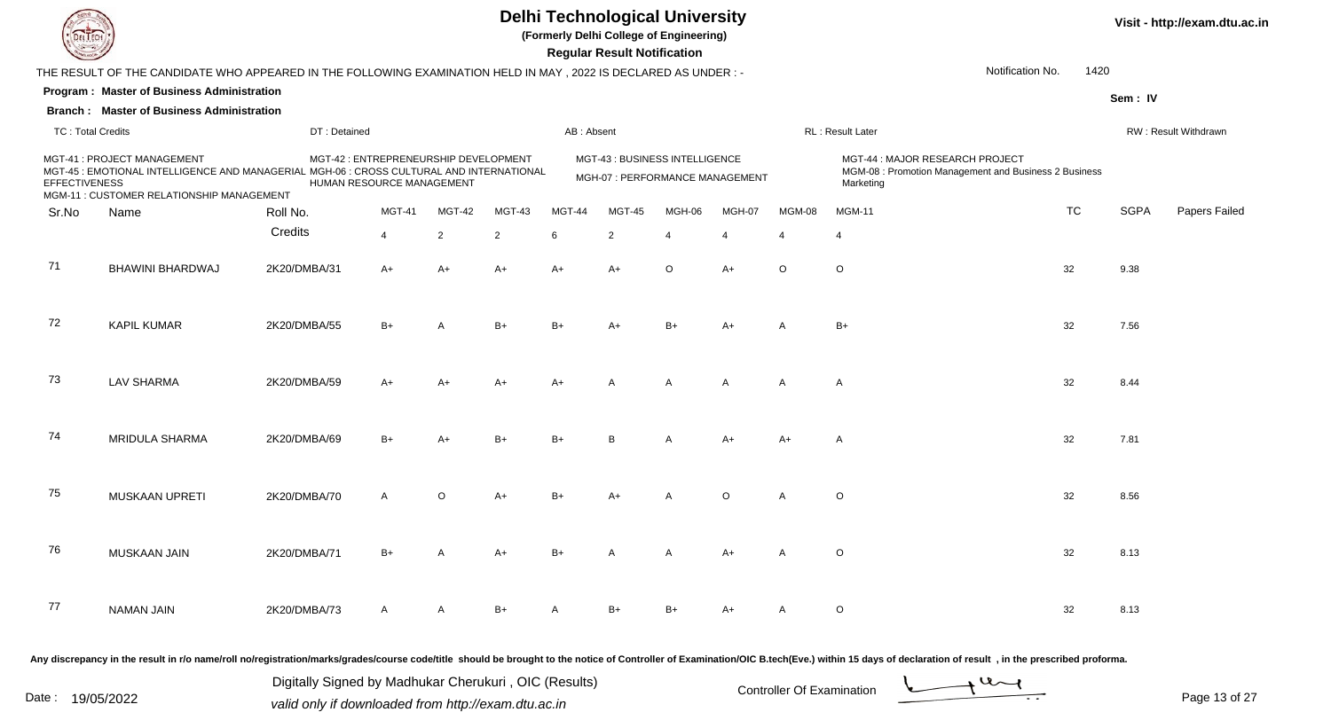# Delhi Technological University

**(Formerly Delhi College of Engineering)**

**Regular Result Notification**

Visit - http://exam.dtu.ac.in

THE RESULT OF THE CANDIDATE WHO APPEARED IN THE FOLLOWING EXAMINATION HELD IN MAY , 2022 IS DECLARED AS UNDER : -

Notification No. 1420

**Program : Master of Business Administration**

**Branch : Master of Business Administration**

Sem : IV

TC : Total Credits | DT : Detained | AB : Absent | RL : Result Later | RW : Result Withdrawn

MGT-41 : PROJECT MANAGEMENT
MGT-42 : ENTREPRENEURSHIP DEVELOPMENT
MGT-43 : BUSINESS INTELLIGENCE
MGT-44 : MAJOR RESEARCH PROJECT
MGT-45 : EMOTIONAL INTELLIGENCE AND MANAGERIAL EFFECTIVENESS
MGH-06 : CROSS CULTURAL AND INTERNATIONAL HUMAN RESOURCE MANAGEMENT
MGH-07 : PERFORMANCE MANAGEMENT
MGM-08 : Promotion Management and Business 2 Business Marketing
MGM-11 : CUSTOMER RELATIONSHIP MANAGEMENT

| Sr.No | Name | Roll No. | MGT-41 | MGT-42 | MGT-43 | MGT-44 | MGT-45 | MGH-06 | MGH-07 | MGM-08 | MGM-11 | TC | SGPA | Papers Failed |
|---|---|---|---|---|---|---|---|---|---|---|---|---|---|---|
| | | Credits | 4 | 2 | 2 | 6 | 2 | 4 | 4 | 4 | 4 | | | |
| 71 | BHAWINI BHARDWAJ | 2K20/DMBA/31 | A+ | A+ | A+ | A+ | A+ | O | A+ | O | O | 32 | 9.38 | |
| 72 | KAPIL KUMAR | 2K20/DMBA/55 | B+ | A | B+ | B+ | A+ | B+ | A+ | A | B+ | 32 | 7.56 | |
| 73 | LAV SHARMA | 2K20/DMBA/59 | A+ | A+ | A+ | A+ | A | A | A | A | A | 32 | 8.44 | |
| 74 | MRIDULA SHARMA | 2K20/DMBA/69 | B+ | A+ | B+ | B+ | B | A | A+ | A+ | A | 32 | 7.81 | |
| 75 | MUSKAAN UPRETI | 2K20/DMBA/70 | A | O | A+ | B+ | A+ | A | O | A | O | 32 | 8.56 | |
| 76 | MUSKAAN JAIN | 2K20/DMBA/71 | B+ | A | A+ | B+ | A | A | A+ | A | O | 32 | 8.13 | |
| 77 | NAMAN JAIN | 2K20/DMBA/73 | A | A | B+ | A | B+ | B+ | A+ | A | O | 32 | 8.13 | |

Any discrepancy in the result in r/o name/roll no/registration/marks/grades/course code/title should be brought to the notice of Controller of Examination/OIC B.tech(Eve.) within 15 days of declaration of result , in the prescribed proforma.

Date : 19/05/2022

Digitally Signed by Madhukar Cherukuri , OIC (Results)
valid only if downloaded from http://exam.dtu.ac.in

Controller Of Examination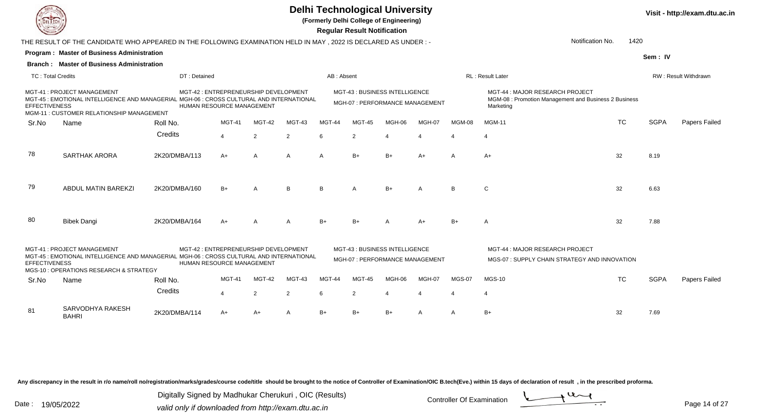# Delhi Technological University

**(Formerly Delhi College of Engineering)**

**Regular Result Notification**

Visit - http://exam.dtu.ac.in

THE RESULT OF THE CANDIDATE WHO APPEARED IN THE FOLLOWING EXAMINATION HELD IN MAY , 2022 IS DECLARED AS UNDER : -

Notification No. 1420

**Program : Master of Business Administration**

**Sem : IV**

**Branch : Master of Business Administration**

TC : Total Credits | DT : Detained | AB : Absent | RL : Result Later | RW : Result Withdrawn

MGT-41 : PROJECT MANAGEMENT
MGT-42 : ENTREPRENEURSHIP DEVELOPMENT
MGT-43 : BUSINESS INTELLIGENCE
MGT-44 : MAJOR RESEARCH PROJECT
MGT-45 : EMOTIONAL INTELLIGENCE AND MANAGERIAL EFFECTIVENESS
MGH-06 : CROSS CULTURAL AND INTERNATIONAL HUMAN RESOURCE MANAGEMENT
MGH-07 : PERFORMANCE MANAGEMENT
MGM-08 : Promotion Management and Business 2 Business Marketing
MGM-11 : CUSTOMER RELATIONSHIP MANAGEMENT

| Sr.No | Name | Roll No. | MGT-41 | MGT-42 | MGT-43 | MGT-44 | MGT-45 | MGH-06 | MGH-07 | MGM-08 | MGM-11 | TC | SGPA | Papers Failed |
|---|---|---|---|---|---|---|---|---|---|---|---|---|---|---|
| | | Credits | 4 | 2 | 2 | 6 | 2 | 4 | 4 | 4 | 4 | | | |
| 78 | SARTHAK ARORA | 2K20/DMBA/113 | A+ | A | A | A | B+ | B+ | A+ | A | A+ | 32 | 8.19 | |
| 79 | ABDUL MATIN BAREKZI | 2K20/DMBA/160 | B+ | A | B | B | A | B+ | A | B | C | 32 | 6.63 | |
| 80 | Bibek Dangi | 2K20/DMBA/164 | A+ | A | A | B+ | B+ | A | A+ | B+ | A | 32 | 7.88 | |

MGT-41 : PROJECT MANAGEMENT
MGT-42 : ENTREPRENEURSHIP DEVELOPMENT
MGT-43 : BUSINESS INTELLIGENCE
MGT-44 : MAJOR RESEARCH PROJECT
MGT-45 : EMOTIONAL INTELLIGENCE AND MANAGERIAL EFFECTIVENESS
MGH-06 : CROSS CULTURAL AND INTERNATIONAL HUMAN RESOURCE MANAGEMENT
MGH-07 : PERFORMANCE MANAGEMENT
MGS-07 : SUPPLY CHAIN STRATEGY AND INNOVATION
MGS-10 : OPERATIONS RESEARCH & STRATEGY

| Sr.No | Name | Roll No. | MGT-41 | MGT-42 | MGT-43 | MGT-44 | MGT-45 | MGH-06 | MGH-07 | MGS-07 | MGS-10 | TC | SGPA | Papers Failed |
|---|---|---|---|---|---|---|---|---|---|---|---|---|---|---|
| | | Credits | 4 | 2 | 2 | 6 | 2 | 4 | 4 | 4 | 4 | | | |
| 81 | SARVODHYA RAKESH BAHRI | 2K20/DMBA/114 | A+ | A+ | A | B+ | B+ | B+ | A | A | B+ | 32 | 7.69 | |

Any discrepancy in the result in r/o name/roll no/registration/marks/grades/course code/title should be brought to the notice of Controller of Examination/OIC B.tech(Eve.) within 15 days of declaration of result , in the prescribed proforma.

Date : 19/05/2022

Digitally Signed by Madhukar Cherukuri , OIC (Results)
valid only if downloaded from http://exam.dtu.ac.in

Controller Of Examination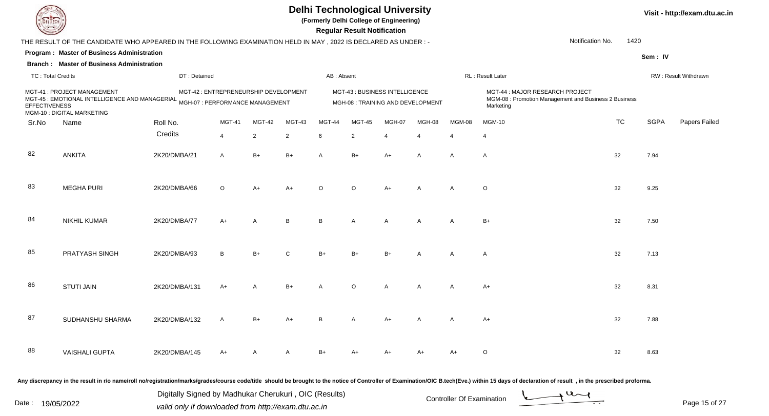# Delhi Technological University

**(Formerly Delhi College of Engineering)**

**Regular Result Notification**

Visit - http://exam.dtu.ac.in

THE RESULT OF THE CANDIDATE WHO APPEARED IN THE FOLLOWING EXAMINATION HELD IN MAY , 2022 IS DECLARED AS UNDER : -

Notification No. 1420

**Program : Master of Business Administration**

**Sem : IV**

**Branch : Master of Business Administration**

TC : Total Credits | DT : Detained | AB : Absent | RL : Result Later | RW : Result Withdrawn

MGT-41 : PROJECT MANAGEMENT
MGT-42 : ENTREPRENEURSHIP DEVELOPMENT
MGT-43 : BUSINESS INTELLIGENCE
MGT-44 : MAJOR RESEARCH PROJECT
MGT-45 : EMOTIONAL INTELLIGENCE AND MANAGERIAL EFFECTIVENESS
MGH-07 : PERFORMANCE MANAGEMENT
MGH-08 : TRAINING AND DEVELOPMENT
MGM-08 : Promotion Management and Business 2 Business Marketing
MGM-10 : DIGITAL MARKETING

| Sr.No | Name | Roll No. | MGT-41 | MGT-42 | MGT-43 | MGT-44 | MGT-45 | MGH-07 | MGH-08 | MGM-08 | MGM-10 | TC | SGPA | Papers Failed |
|---|---|---|---|---|---|---|---|---|---|---|---|---|---|---|
| | | Credits | 4 | 2 | 2 | 6 | 2 | 4 | 4 | 4 | 4 | | | |
| 82 | ANKITA | 2K20/DMBA/21 | A | B+ | B+ | A | B+ | A+ | A | A | A | 32 | 7.94 | |
| 83 | MEGHA PURI | 2K20/DMBA/66 | O | A+ | A+ | O | O | A+ | A | A | O | 32 | 9.25 | |
| 84 | NIKHIL KUMAR | 2K20/DMBA/77 | A+ | A | B | B | A | A | A | A | B+ | 32 | 7.50 | |
| 85 | PRATYASH SINGH | 2K20/DMBA/93 | B | B+ | C | B+ | B+ | B+ | A | A | A | 32 | 7.13 | |
| 86 | STUTI JAIN | 2K20/DMBA/131 | A+ | A | B+ | A | O | A | A | A | A+ | 32 | 8.31 | |
| 87 | SUDHANSHU SHARMA | 2K20/DMBA/132 | A | B+ | A+ | B | A | A+ | A | A | A+ | 32 | 7.88 | |
| 88 | VAISHALI GUPTA | 2K20/DMBA/145 | A+ | A | A | B+ | A+ | A+ | A+ | A+ | O | 32 | 8.63 | |

Any discrepancy in the result in r/o name/roll no/registration/marks/grades/course code/title should be brought to the notice of Controller of Examination/OIC B.tech(Eve.) within 15 days of declaration of result , in the prescribed proforma.

Date : 19/05/2022

Digitally Signed by Madhukar Cherukuri , OIC (Results)
valid only if downloaded from http://exam.dtu.ac.in

Controller Of Examination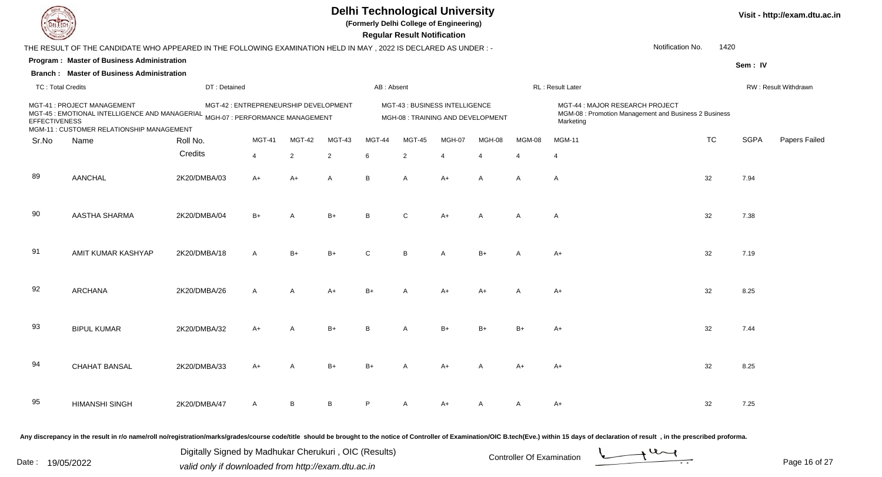# Delhi Technological University

**(Formerly Delhi College of Engineering)**

**Regular Result Notification**

THE RESULT OF THE CANDIDATE WHO APPEARED IN THE FOLLOWING EXAMINATION HELD IN MAY , 2022 IS DECLARED AS UNDER : -

Notification No. 1420

**Program : Master of Business Administration**

**Sem : IV**

**Branch : Master of Business Administration**

TC : Total Credits | DT : Detained | AB : Absent | RL : Result Later | RW : Result Withdrawn

MGT-41 : PROJECT MANAGEMENT
MGT-42 : ENTREPRENEURSHIP DEVELOPMENT
MGT-43 : BUSINESS INTELLIGENCE
MGT-44 : MAJOR RESEARCH PROJECT
MGT-45 : EMOTIONAL INTELLIGENCE AND MANAGERIAL EFFECTIVENESS
MGH-07 : PERFORMANCE MANAGEMENT
MGH-08 : TRAINING AND DEVELOPMENT
MGM-08 : Promotion Management and Business 2 Business Marketing
MGM-11 : CUSTOMER RELATIONSHIP MANAGEMENT

| Sr.No | Name | Roll No. | MGT-41 | MGT-42 | MGT-43 | MGT-44 | MGT-45 | MGH-07 | MGH-08 | MGM-08 | MGM-11 | TC | SGPA | Papers Failed |
|---|---|---|---|---|---|---|---|---|---|---|---|---|---|---|
| | | Credits | 4 | 2 | 2 | 6 | 2 | 4 | 4 | 4 | 4 | | | |
| 89 | AANCHAL | 2K20/DMBA/03 | A+ | A+ | A | B | A | A+ | A | A | A | 32 | 7.94 | |
| 90 | AASTHA SHARMA | 2K20/DMBA/04 | B+ | A | B+ | B | C | A+ | A | A | A | 32 | 7.38 | |
| 91 | AMIT KUMAR KASHYAP | 2K20/DMBA/18 | A | B+ | B+ | C | B | A | B+ | A | A+ | 32 | 7.19 | |
| 92 | ARCHANA | 2K20/DMBA/26 | A | A | A+ | B+ | A | A+ | A+ | A | A+ | 32 | 8.25 | |
| 93 | BIPUL KUMAR | 2K20/DMBA/32 | A+ | A | B+ | B | A | B+ | B+ | B+ | A+ | 32 | 7.44 | |
| 94 | CHAHAT BANSAL | 2K20/DMBA/33 | A+ | A | B+ | B+ | A | A+ | A | A+ | A+ | 32 | 8.25 | |
| 95 | HIMANSHI SINGH | 2K20/DMBA/47 | A | B | B | P | A | A+ | A | A | A+ | 32 | 7.25 | |

**Any discrepancy in the result in r/o name/roll no/registration/marks/grades/course code/title should be brought to the notice of Controller of Examination/OIC B.tech(Eve.) within 15 days of declaration of result , in the prescribed proforma.**

Date : 19/05/2022

Digitally Signed by Madhukar Cherukuri , OIC (Results)
valid only if downloaded from http://exam.dtu.ac.in

Controller Of Examination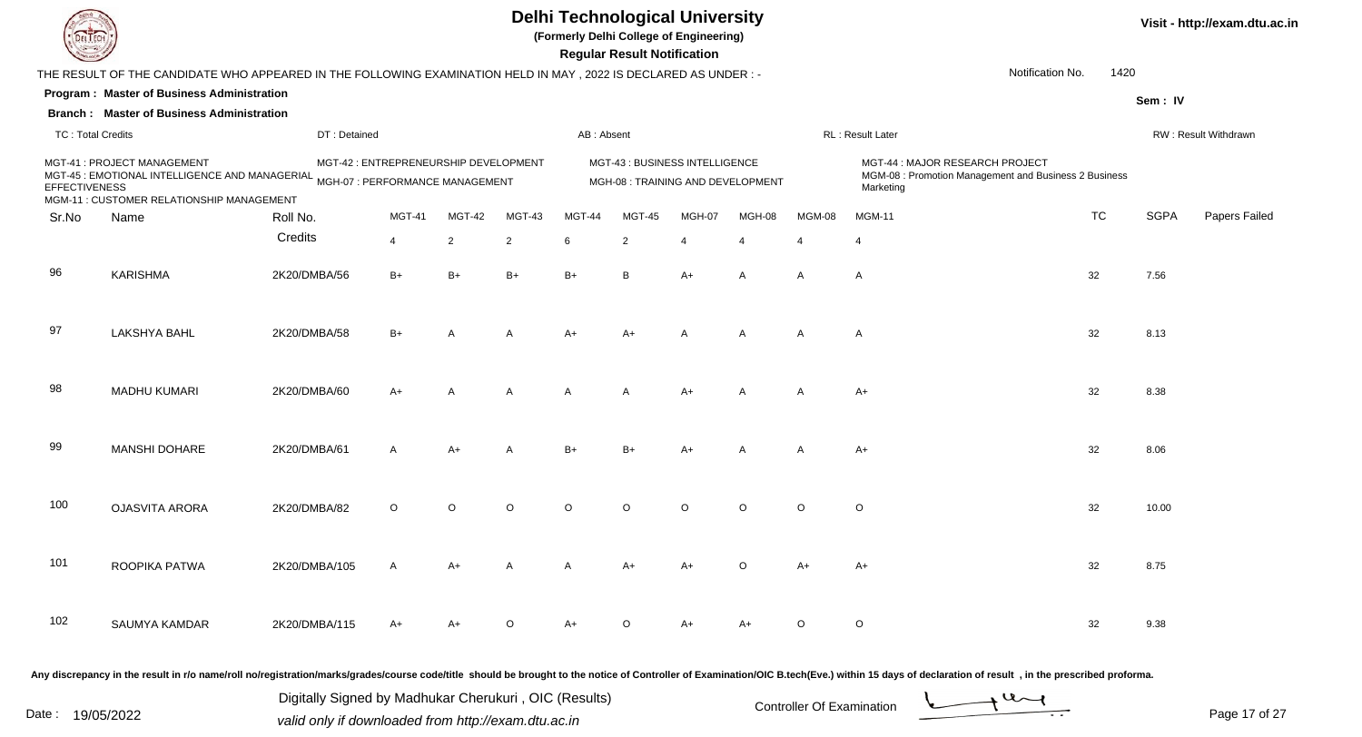# Delhi Technological University

**(Formerly Delhi College of Engineering)**

**Regular Result Notification**

Visit - http://exam.dtu.ac.in

THE RESULT OF THE CANDIDATE WHO APPEARED IN THE FOLLOWING EXAMINATION HELD IN MAY , 2022 IS DECLARED AS UNDER : -

Notification No. 1420

**Program : Master of Business Administration**

**Sem : IV**

**Branch : Master of Business Administration**

TC : Total Credits | DT : Detained | AB : Absent | RL : Result Later | RW : Result Withdrawn

MGT-41 : PROJECT MANAGEMENT
MGT-42 : ENTREPRENEURSHIP DEVELOPMENT
MGT-43 : BUSINESS INTELLIGENCE
MGT-44 : MAJOR RESEARCH PROJECT
MGT-45 : EMOTIONAL INTELLIGENCE AND MANAGERIAL EFFECTIVENESS
MGH-07 : PERFORMANCE MANAGEMENT
MGH-08 : TRAINING AND DEVELOPMENT
MGM-08 : Promotion Management and Business 2 Business Marketing
MGM-11 : CUSTOMER RELATIONSHIP MANAGEMENT

| Sr.No | Name | Roll No. | MGT-41 | MGT-42 | MGT-43 | MGT-44 | MGT-45 | MGH-07 | MGH-08 | MGM-08 | MGM-11 | TC | SGPA | Papers Failed |
|---|---|---|---|---|---|---|---|---|---|---|---|---|---|---|
| | | Credits | 4 | 2 | 2 | 6 | 2 | 4 | 4 | 4 | 4 | | | |
| 96 | KARISHMA | 2K20/DMBA/56 | B+ | B+ | B+ | B+ | B | A+ | A | A | A | 32 | 7.56 | |
| 97 | LAKSHYA BAHL | 2K20/DMBA/58 | B+ | A | A | A+ | A+ | A | A | A | A | 32 | 8.13 | |
| 98 | MADHU KUMARI | 2K20/DMBA/60 | A+ | A | A | A | A | A+ | A | A | A+ | 32 | 8.38 | |
| 99 | MANSHI DOHARE | 2K20/DMBA/61 | A | A+ | A | B+ | B+ | A+ | A | A | A+ | 32 | 8.06 | |
| 100 | OJASVITA ARORA | 2K20/DMBA/82 | O | O | O | O | O | O | O | O | O | 32 | 10.00 | |
| 101 | ROOPIKA PATWA | 2K20/DMBA/105 | A | A+ | A | A | A+ | A+ | O | A+ | A+ | 32 | 8.75 | |
| 102 | SAUMYA KAMDAR | 2K20/DMBA/115 | A+ | A+ | O | A+ | O | A+ | A+ | O | O | 32 | 9.38 | |

Any discrepancy in the result in r/o name/roll no/registration/marks/grades/course code/title should be brought to the notice of Controller of Examination/OIC B.tech(Eve.) within 15 days of declaration of result , in the prescribed proforma.

Date : 19/05/2022

Digitally Signed by Madhukar Cherukuri , OIC (Results)
valid only if downloaded from http://exam.dtu.ac.in

Controller Of Examination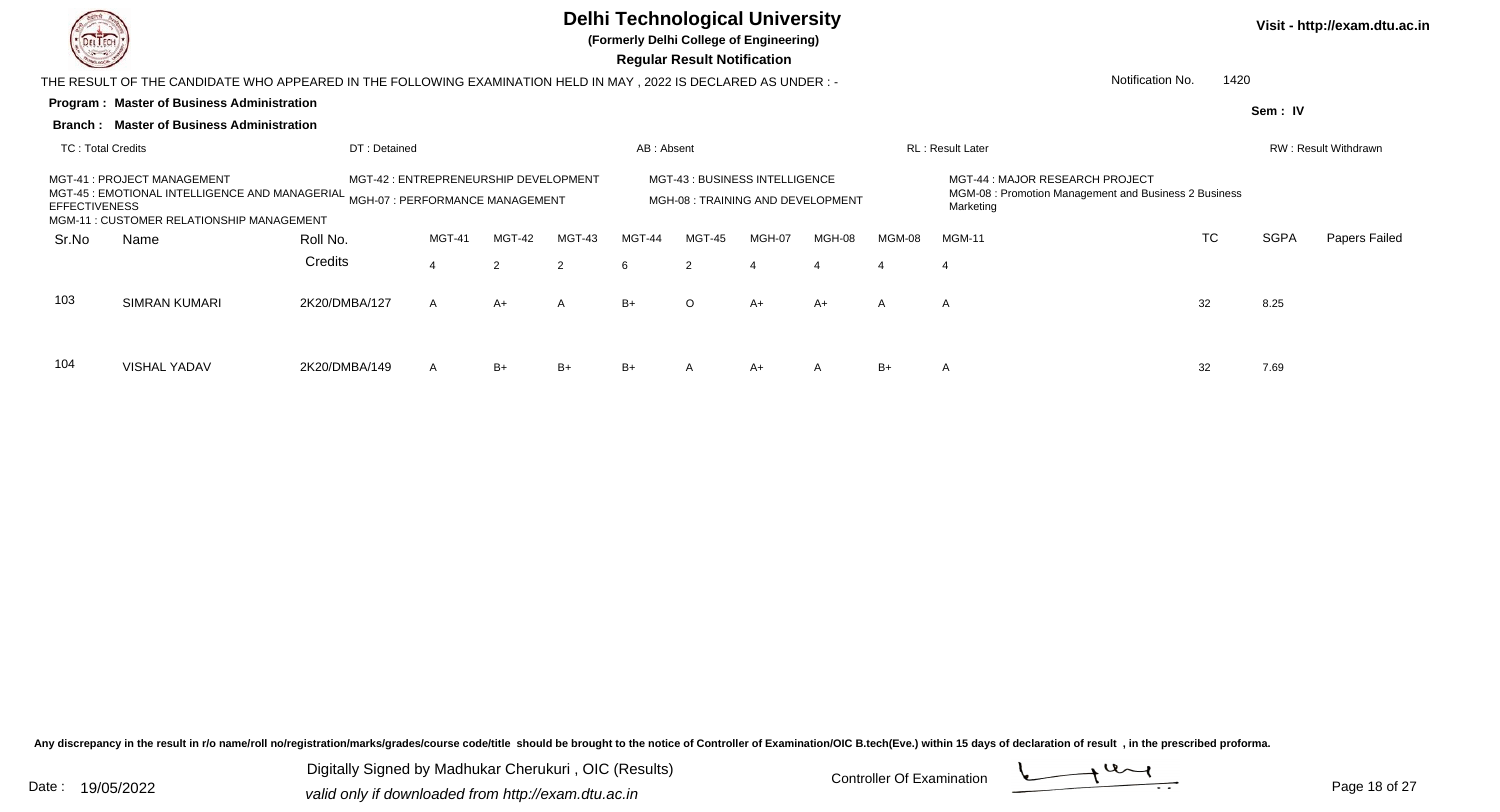# Delhi Technological University

**(Formerly Delhi College of Engineering)**

**Regular Result Notification**

Visit - http://exam.dtu.ac.in

THE RESULT OF THE CANDIDATE WHO APPEARED IN THE FOLLOWING EXAMINATION HELD IN MAY , 2022 IS DECLARED AS UNDER : -

Notification No. 1420

**Program : Master of Business Administration**

**Sem : IV**

**Branch : Master of Business Administration**

TC : Total Credits | DT : Detained | AB : Absent | RL : Result Later | RW : Result Withdrawn

MGT-41 : PROJECT MANAGEMENT
MGT-42 : ENTREPRENEURSHIP DEVELOPMENT
MGT-43 : BUSINESS INTELLIGENCE
MGT-44 : MAJOR RESEARCH PROJECT
MGT-45 : EMOTIONAL INTELLIGENCE AND MANAGERIAL EFFECTIVENESS
MGH-07 : PERFORMANCE MANAGEMENT
MGH-08 : TRAINING AND DEVELOPMENT
MGM-08 : Promotion Management and Business 2 Business Marketing
MGM-11 : CUSTOMER RELATIONSHIP MANAGEMENT

| Sr.No | Name | Roll No. | MGT-41 | MGT-42 | MGT-43 | MGT-44 | MGT-45 | MGH-07 | MGH-08 | MGM-08 | MGM-11 | TC | SGPA | Papers Failed |
|---|---|---|---|---|---|---|---|---|---|---|---|---|---|---|
| | | Credits | 4 | 2 | 2 | 6 | 2 | 4 | 4 | 4 | 4 | | | |
| 103 | SIMRAN KUMARI | 2K20/DMBA/127 | A | A+ | A | B+ | O | A+ | A+ | A | A | 32 | 8.25 | |
| 104 | VISHAL YADAV | 2K20/DMBA/149 | A | B+ | B+ | B+ | A | A+ | A | B+ | A | 32 | 7.69 | |

Any discrepancy in the result in r/o name/roll no/registration/marks/grades/course code/title should be brought to the notice of Controller of Examination/OIC B.tech(Eve.) within 15 days of declaration of result , in the prescribed proforma.

Date : 19/05/2022

Digitally Signed by Madhukar Cherukuri , OIC (Results)
valid only if downloaded from http://exam.dtu.ac.in

Controller Of Examination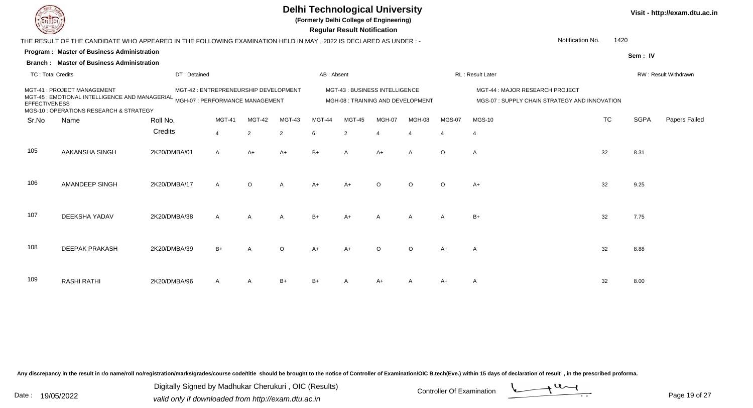# Delhi Technological University

**(Formerly Delhi College of Engineering)**

**Regular Result Notification**

Visit - http://exam.dtu.ac.in

THE RESULT OF THE CANDIDATE WHO APPEARED IN THE FOLLOWING EXAMINATION HELD IN MAY , 2022 IS DECLARED AS UNDER : -

Notification No. 1420

**Program : Master of Business Administration**

**Sem : IV**

**Branch : Master of Business Administration**

TC : Total Credits | DT : Detained | AB : Absent | RL : Result Later | RW : Result Withdrawn

MGT-41 : PROJECT MANAGEMENT
MGT-42 : ENTREPRENEURSHIP DEVELOPMENT
MGT-43 : BUSINESS INTELLIGENCE
MGT-44 : MAJOR RESEARCH PROJECT
MGT-45 : EMOTIONAL INTELLIGENCE AND MANAGERIAL EFFECTIVENESS
MGH-07 : PERFORMANCE MANAGEMENT
MGH-08 : TRAINING AND DEVELOPMENT
MGS-07 : SUPPLY CHAIN STRATEGY AND INNOVATION
MGS-10 : OPERATIONS RESEARCH & STRATEGY

| Sr.No | Name | Roll No. | MGT-41 | MGT-42 | MGT-43 | MGT-44 | MGT-45 | MGH-07 | MGH-08 | MGS-07 | MGS-10 | TC | SGPA | Papers Failed |
|---|---|---|---|---|---|---|---|---|---|---|---|---|---|---|
| | | Credits | 4 | 2 | 2 | 6 | 2 | 4 | 4 | 4 | 4 | | | |
| 105 | AAKANSHA SINGH | 2K20/DMBA/01 | A | A+ | A+ | B+ | A | A+ | A | O | A | 32 | 8.31 | |
| 106 | AMANDEEP SINGH | 2K20/DMBA/17 | A | O | A | A+ | A+ | O | O | O | A+ | 32 | 9.25 | |
| 107 | DEEKSHA YADAV | 2K20/DMBA/38 | A | A | A | B+ | A+ | A | A | A | B+ | 32 | 7.75 | |
| 108 | DEEPAK PRAKASH | 2K20/DMBA/39 | B+ | A | O | A+ | A+ | O | O | A+ | A | 32 | 8.88 | |
| 109 | RASHI RATHI | 2K20/DMBA/96 | A | A | B+ | B+ | A | A+ | A | A+ | A | 32 | 8.00 | |

Any discrepancy in the result in r/o name/roll no/registration/marks/grades/course code/title should be brought to the notice of Controller of Examination/OIC B.tech(Eve.) within 15 days of declaration of result , in the prescribed proforma.

Date : 19/05/2022

Digitally Signed by Madhukar Cherukuri , OIC (Results)
valid only if downloaded from http://exam.dtu.ac.in

Controller Of Examination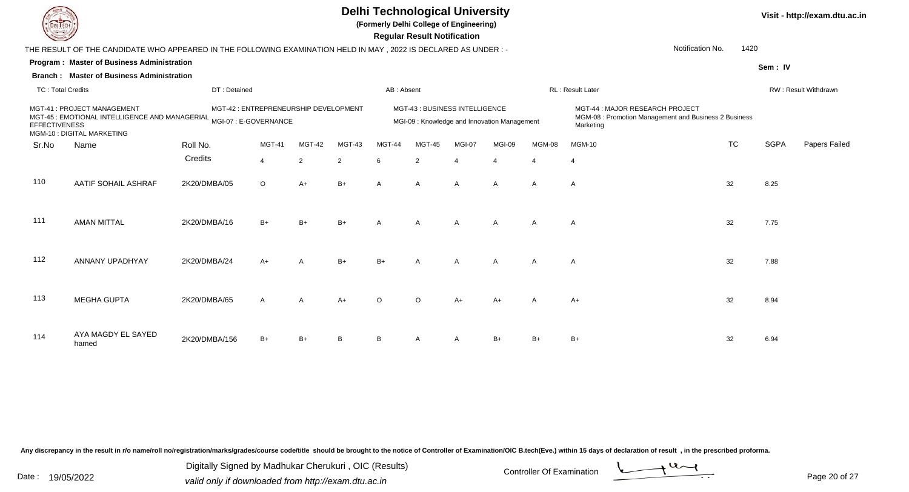# Delhi Technological University

**(Formerly Delhi College of Engineering)**

**Regular Result Notification**

Visit - http://exam.dtu.ac.in

THE RESULT OF THE CANDIDATE WHO APPEARED IN THE FOLLOWING EXAMINATION HELD IN MAY , 2022 IS DECLARED AS UNDER : -

Notification No. 1420

**Program : Master of Business Administration**

**Sem : IV**

**Branch : Master of Business Administration**

TC : Total Credits | DT : Detained | AB : Absent | RL : Result Later | RW : Result Withdrawn

MGT-41 : PROJECT MANAGEMENT
MGT-42 : ENTREPRENEURSHIP DEVELOPMENT
MGT-43 : BUSINESS INTELLIGENCE
MGT-44 : MAJOR RESEARCH PROJECT
MGT-45 : EMOTIONAL INTELLIGENCE AND MANAGERIAL EFFECTIVENESS
MGI-07 : E-GOVERNANCE
MGI-09 : Knowledge and Innovation Management
MGM-08 : Promotion Management and Business 2 Business Marketing
MGM-10 : DIGITAL MARKETING

| Sr.No | Name | Roll No. | MGT-41 | MGT-42 | MGT-43 | MGT-44 | MGT-45 | MGI-07 | MGI-09 | MGM-08 | MGM-10 | TC | SGPA | Papers Failed |
|---|---|---|---|---|---|---|---|---|---|---|---|---|---|---|
| | | Credits | 4 | 2 | 2 | 6 | 2 | 4 | 4 | 4 | 4 | | | |
| 110 | AATIF SOHAIL ASHRAF | 2K20/DMBA/05 | O | A+ | B+ | A | A | A | A | A | A | 32 | 8.25 | |
| 111 | AMAN MITTAL | 2K20/DMBA/16 | B+ | B+ | B+ | A | A | A | A | A | A | 32 | 7.75 | |
| 112 | ANNANY UPADHYAY | 2K20/DMBA/24 | A+ | A | B+ | B+ | A | A | A | A | A | 32 | 7.88 | |
| 113 | MEGHA GUPTA | 2K20/DMBA/65 | A | A | A+ | O | O | A+ | A+ | A | A+ | 32 | 8.94 | |
| 114 | AYA MAGDY EL SAYED hamed | 2K20/DMBA/156 | B+ | B+ | B | B | A | A | B+ | B+ | B+ | 32 | 6.94 | |

Any discrepancy in the result in r/o name/roll no/registration/marks/grades/course code/title should be brought to the notice of Controller of Examination/OIC B.tech(Eve.) within 15 days of declaration of result , in the prescribed proforma.

Date : 19/05/2022

Digitally Signed by Madhukar Cherukuri , OIC (Results)
valid only if downloaded from http://exam.dtu.ac.in

Controller Of Examination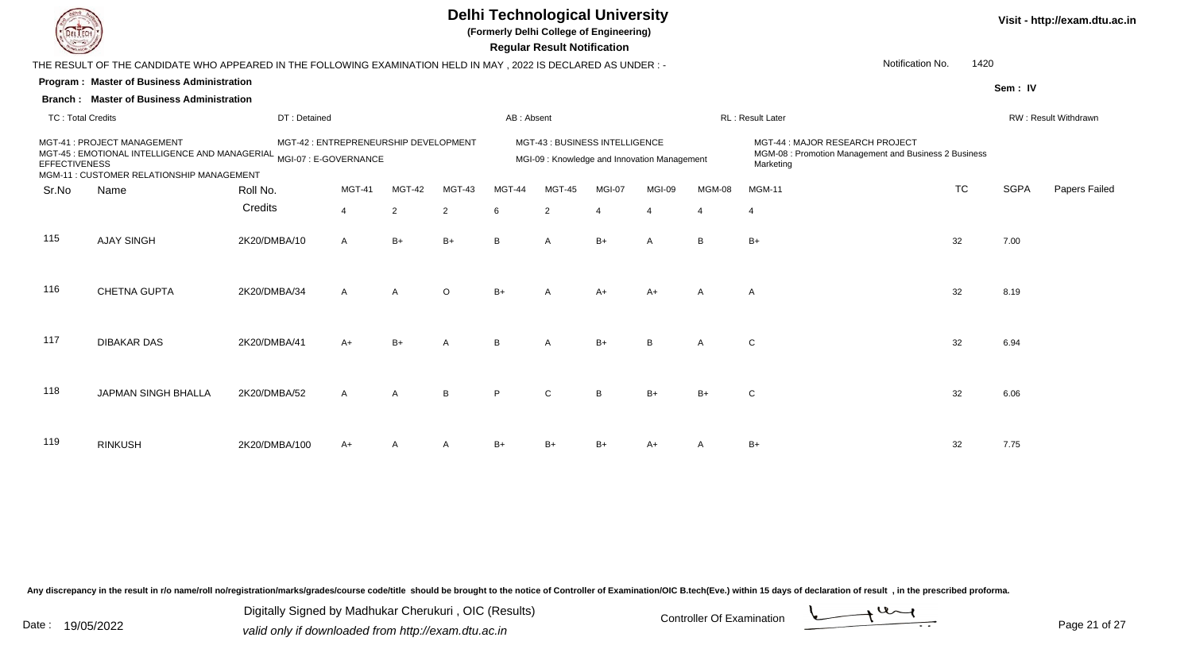# Delhi Technological University

**(Formerly Delhi College of Engineering)**

**Regular Result Notification**

Visit - http://exam.dtu.ac.in

THE RESULT OF THE CANDIDATE WHO APPEARED IN THE FOLLOWING EXAMINATION HELD IN MAY , 2022 IS DECLARED AS UNDER : -

Notification No. 1420

**Program : Master of Business Administration**

**Sem : IV**

**Branch : Master of Business Administration**

TC : Total Credits | DT : Detained | AB : Absent | RL : Result Later | RW : Result Withdrawn

MGT-41 : PROJECT MANAGEMENT
MGT-42 : ENTREPRENEURSHIP DEVELOPMENT
MGT-43 : BUSINESS INTELLIGENCE
MGT-44 : MAJOR RESEARCH PROJECT
MGT-45 : EMOTIONAL INTELLIGENCE AND MANAGERIAL EFFECTIVENESS
MGI-07 : E-GOVERNANCE
MGI-09 : Knowledge and Innovation Management
MGM-08 : Promotion Management and Business 2 Business Marketing
MGM-11 : CUSTOMER RELATIONSHIP MANAGEMENT

| Sr.No | Name | Roll No. | MGT-41 | MGT-42 | MGT-43 | MGT-44 | MGT-45 | MGI-07 | MGI-09 | MGM-08 | MGM-11 | TC | SGPA | Papers Failed |
|---|---|---|---|---|---|---|---|---|---|---|---|---|---|---|
| | | Credits | 4 | 2 | 2 | 6 | 2 | 4 | 4 | 4 | 4 | | | |
| 115 | AJAY SINGH | 2K20/DMBA/10 | A | B+ | B+ | B | A | B+ | A | B | B+ | 32 | 7.00 | |
| 116 | CHETNA GUPTA | 2K20/DMBA/34 | A | A | O | B+ | A | A+ | A+ | A | A | 32 | 8.19 | |
| 117 | DIBAKAR DAS | 2K20/DMBA/41 | A+ | B+ | A | B | A | B+ | B | A | C | 32 | 6.94 | |
| 118 | JAPMAN SINGH BHALLA | 2K20/DMBA/52 | A | A | B | P | C | B | B+ | B+ | C | 32 | 6.06 | |
| 119 | RINKUSH | 2K20/DMBA/100 | A+ | A | A | B+ | B+ | B+ | A+ | A | B+ | 32 | 7.75 | |

Any discrepancy in the result in r/o name/roll no/registration/marks/grades/course code/title should be brought to the notice of Controller of Examination/OIC B.tech(Eve.) within 15 days of declaration of result , in the prescribed proforma.

Date : 19/05/2022

Digitally Signed by Madhukar Cherukuri , OIC (Results)
valid only if downloaded from http://exam.dtu.ac.in

Controller Of Examination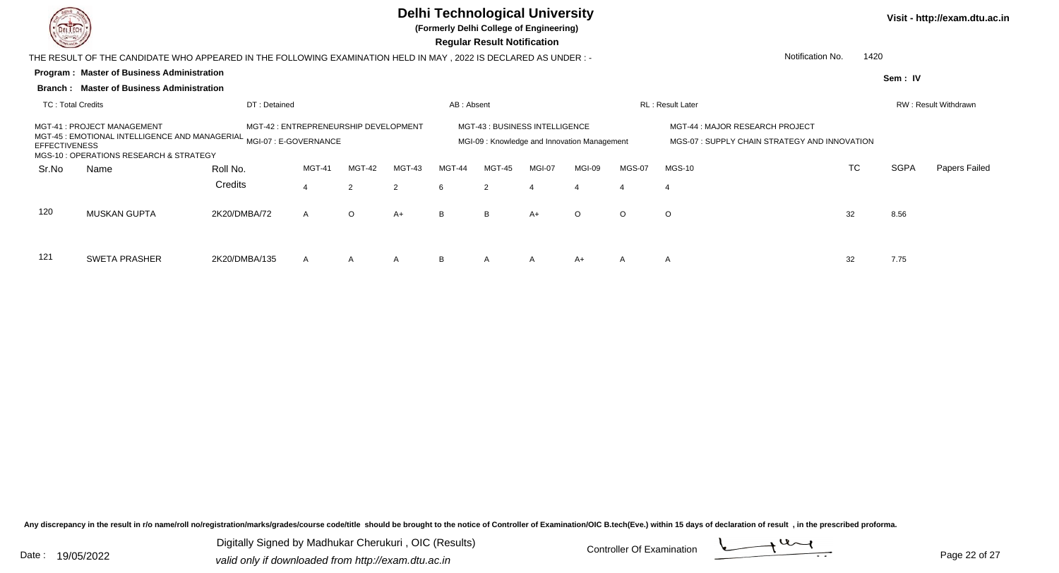# Delhi Technological University

**(Formerly Delhi College of Engineering)**

**Regular Result Notification**

Visit - http://exam.dtu.ac.in

THE RESULT OF THE CANDIDATE WHO APPEARED IN THE FOLLOWING EXAMINATION HELD IN MAY , 2022 IS DECLARED AS UNDER : -

Notification No. 1420

**Program : Master of Business Administration**

**Sem : IV**

**Branch : Master of Business Administration**

TC : Total Credits | DT : Detained | AB : Absent | RL : Result Later | RW : Result Withdrawn

MGT-41 : PROJECT MANAGEMENT
MGT-42 : ENTREPRENEURSHIP DEVELOPMENT
MGT-43 : BUSINESS INTELLIGENCE
MGT-44 : MAJOR RESEARCH PROJECT
MGT-45 : EMOTIONAL INTELLIGENCE AND MANAGERIAL EFFECTIVENESS
MGI-07 : E-GOVERNANCE
MGI-09 : Knowledge and Innovation Management
MGS-07 : SUPPLY CHAIN STRATEGY AND INNOVATION
MGS-10 : OPERATIONS RESEARCH & STRATEGY

| Sr.No | Name | Roll No. | MGT-41 | MGT-42 | MGT-43 | MGT-44 | MGT-45 | MGI-07 | MGI-09 | MGS-07 | MGS-10 | TC | SGPA | Papers Failed |
|---|---|---|---|---|---|---|---|---|---|---|---|---|---|---|
| | | Credits | 4 | 2 | 2 | 6 | 2 | 4 | 4 | 4 | 4 | | | |
| 120 | MUSKAN GUPTA | 2K20/DMBA/72 | A | O | A+ | B | B | A+ | O | O | O | 32 | 8.56 | |
| 121 | SWETA PRASHER | 2K20/DMBA/135 | A | A | A | B | A | A | A+ | A | A | 32 | 7.75 | |

Any discrepancy in the result in r/o name/roll no/registration/marks/grades/course code/title should be brought to the notice of Controller of Examination/OIC B.tech(Eve.) within 15 days of declaration of result , in the prescribed proforma.

Date : 19/05/2022

Digitally Signed by Madhukar Cherukuri , OIC (Results)
valid only if downloaded from http://exam.dtu.ac.in

Controller Of Examination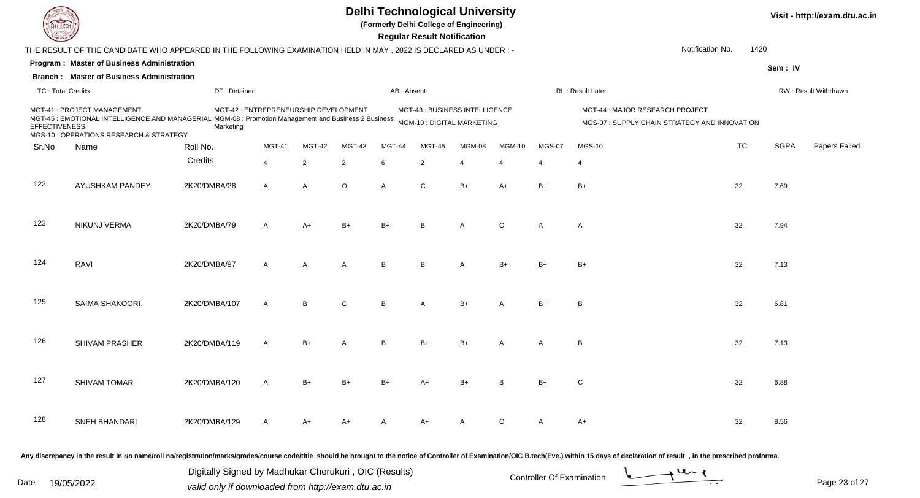# Delhi Technological University

**(Formerly Delhi College of Engineering)**

**Regular Result Notification**

Visit - http://exam.dtu.ac.in

THE RESULT OF THE CANDIDATE WHO APPEARED IN THE FOLLOWING EXAMINATION HELD IN MAY , 2022 IS DECLARED AS UNDER : -

Notification No. 1420

**Program : Master of Business Administration**

**Branch : Master of Business Administration**

Sem : IV

TC : Total Credits | DT : Detained | AB : Absent | RL : Result Later | RW : Result Withdrawn

MGT-41 : PROJECT MANAGEMENT
MGT-42 : ENTREPRENEURSHIP DEVELOPMENT
MGT-43 : BUSINESS INTELLIGENCE
MGT-44 : MAJOR RESEARCH PROJECT
MGT-45 : EMOTIONAL INTELLIGENCE AND MANAGERIAL EFFECTIVENESS
MGM-08 : Promotion Management and Business 2 Business Marketing
MGM-10 : DIGITAL MARKETING
MGS-07 : SUPPLY CHAIN STRATEGY AND INNOVATION
MGS-10 : OPERATIONS RESEARCH & STRATEGY

| Sr.No | Name | Roll No. | MGT-41 | MGT-42 | MGT-43 | MGT-44 | MGT-45 | MGM-08 | MGM-10 | MGS-07 | MGS-10 | TC | SGPA | Papers Failed |
|---|---|---|---|---|---|---|---|---|---|---|---|---|---|---|
| | | Credits | 4 | 2 | 2 | 6 | 2 | 4 | 4 | 4 | 4 | | | |
| 122 | AYUSHKAM PANDEY | 2K20/DMBA/28 | A | A | O | A | C | B+ | A+ | B+ | B+ | 32 | 7.69 | |
| 123 | NIKUNJ VERMA | 2K20/DMBA/79 | A | A+ | B+ | B+ | B | A | O | A | A | 32 | 7.94 | |
| 124 | RAVI | 2K20/DMBA/97 | A | A | A | B | B | A | B+ | B+ | B+ | 32 | 7.13 | |
| 125 | SAIMA SHAKOORI | 2K20/DMBA/107 | A | B | C | B | A | B+ | A | B+ | B | 32 | 6.81 | |
| 126 | SHIVAM PRASHER | 2K20/DMBA/119 | A | B+ | A | B | B+ | B+ | A | A | B | 32 | 7.13 | |
| 127 | SHIVAM TOMAR | 2K20/DMBA/120 | A | B+ | B+ | B+ | A+ | B+ | B | B+ | C | 32 | 6.88 | |
| 128 | SNEH BHANDARI | 2K20/DMBA/129 | A | A+ | A+ | A | A+ | A | O | A | A+ | 32 | 8.56 | |

**Any discrepancy in the result in r/o name/roll no/registration/marks/grades/course code/title should be brought to the notice of Controller of Examination/OIC B.tech(Eve.) within 15 days of declaration of result , in the prescribed proforma.**

Date : 19/05/2022

Digitally Signed by Madhukar Cherukuri , OIC (Results)
valid only if downloaded from http://exam.dtu.ac.in

Controller Of Examination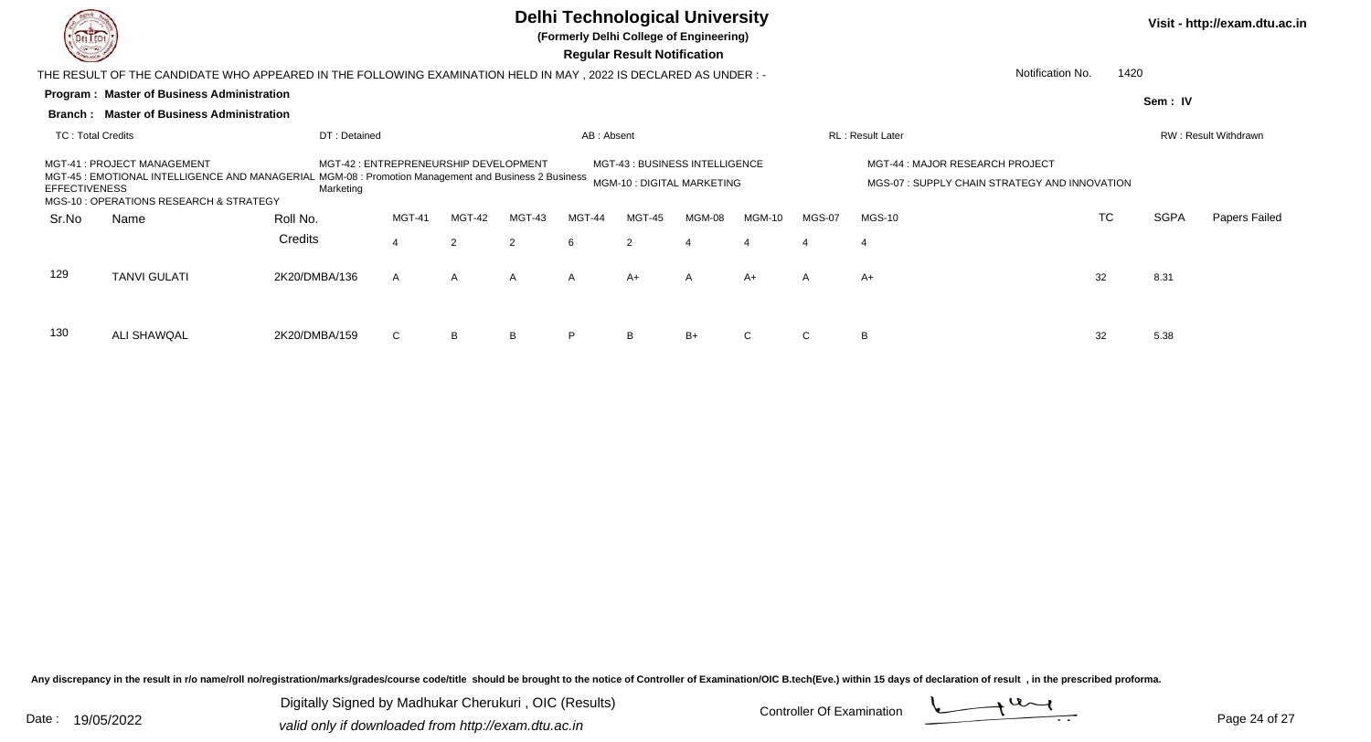# Delhi Technological University

**(Formerly Delhi College of Engineering)**

**Regular Result Notification**

Visit - http://exam.dtu.ac.in

THE RESULT OF THE CANDIDATE WHO APPEARED IN THE FOLLOWING EXAMINATION HELD IN MAY , 2022 IS DECLARED AS UNDER : -

Notification No. 1420

**Program : Master of Business Administration**

**Sem : IV**

**Branch : Master of Business Administration**

TC : Total Credits | DT : Detained | AB : Absent | RL : Result Later | RW : Result Withdrawn

MGT-41 : PROJECT MANAGEMENT
MGT-42 : ENTREPRENEURSHIP DEVELOPMENT
MGT-43 : BUSINESS INTELLIGENCE
MGT-44 : MAJOR RESEARCH PROJECT
MGT-45 : EMOTIONAL INTELLIGENCE AND MANAGERIAL EFFECTIVENESS
MGM-08 : Promotion Management and Business 2 Business Marketing
MGM-10 : DIGITAL MARKETING
MGS-07 : SUPPLY CHAIN STRATEGY AND INNOVATION
MGS-10 : OPERATIONS RESEARCH & STRATEGY

| Sr.No | Name | Roll No. | MGT-41 | MGT-42 | MGT-43 | MGT-44 | MGT-45 | MGM-08 | MGM-10 | MGS-07 | MGS-10 | TC | SGPA | Papers Failed |
|---|---|---|---|---|---|---|---|---|---|---|---|---|---|---|
| | | Credits | 4 | 2 | 2 | 6 | 2 | 4 | 4 | 4 | 4 | | | |
| 129 | TANVI GULATI | 2K20/DMBA/136 | A | A | A | A | A+ | A | A+ | A | A+ | 32 | 8.31 | |
| 130 | ALI SHAWQAL | 2K20/DMBA/159 | C | B | B | P | B | B+ | C | C | B | 32 | 5.38 | |

Any discrepancy in the result in r/o name/roll no/registration/marks/grades/course code/title should be brought to the notice of Controller of Examination/OIC B.tech(Eve.) within 15 days of declaration of result , in the prescribed proforma.

Date : 19/05/2022

Digitally Signed by Madhukar Cherukuri , OIC (Results)
valid only if downloaded from http://exam.dtu.ac.in

Controller Of Examination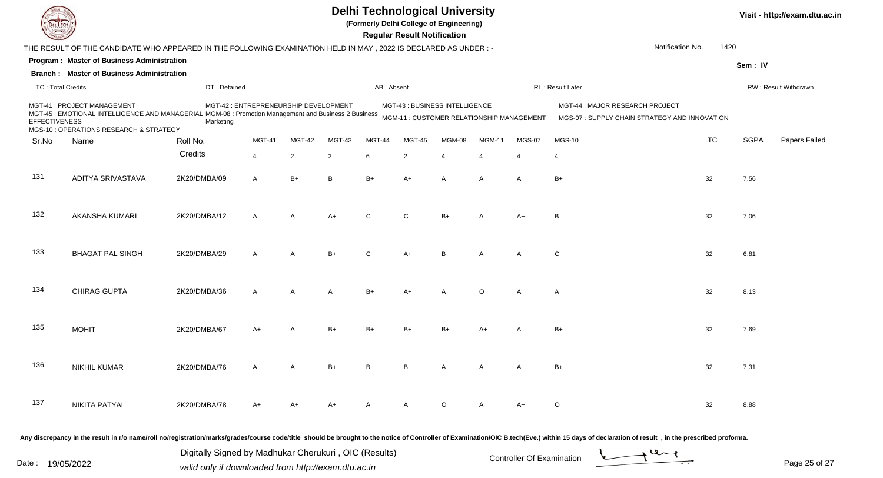# Delhi Technological University

**(Formerly Delhi College of Engineering)**

**Regular Result Notification**

Visit - http://exam.dtu.ac.in

THE RESULT OF THE CANDIDATE WHO APPEARED IN THE FOLLOWING EXAMINATION HELD IN MAY , 2022 IS DECLARED AS UNDER : -

Notification No. 1420

**Program : Master of Business Administration**

**Branch : Master of Business Administration**

Sem : IV

TC : Total Credits | DT : Detained | AB : Absent | RL : Result Later | RW : Result Withdrawn

MGT-41 : PROJECT MANAGEMENT
MGT-42 : ENTREPRENEURSHIP DEVELOPMENT
MGT-43 : BUSINESS INTELLIGENCE
MGT-44 : MAJOR RESEARCH PROJECT
MGT-45 : EMOTIONAL INTELLIGENCE AND MANAGERIAL EFFECTIVENESS
MGM-08 : Promotion Management and Business 2 Business Marketing
MGM-11 : CUSTOMER RELATIONSHIP MANAGEMENT
MGS-07 : SUPPLY CHAIN STRATEGY AND INNOVATION
MGS-10 : OPERATIONS RESEARCH & STRATEGY

| Sr.No | Name | Roll No. | MGT-41 | MGT-42 | MGT-43 | MGT-44 | MGT-45 | MGM-08 | MGM-11 | MGS-07 | MGS-10 | TC | SGPA | Papers Failed |
|---|---|---|---|---|---|---|---|---|---|---|---|---|---|---|
| | | Credits | 4 | 2 | 2 | 6 | 2 | 4 | 4 | 4 | 4 | | | |
| 131 | ADITYA SRIVASTAVA | 2K20/DMBA/09 | A | B+ | B | B+ | A+ | A | A | A | B+ | 32 | 7.56 | |
| 132 | AKANSHA KUMARI | 2K20/DMBA/12 | A | A | A+ | C | C | B+ | A | A+ | B | 32 | 7.06 | |
| 133 | BHAGAT PAL SINGH | 2K20/DMBA/29 | A | A | B+ | C | A+ | B | A | A | C | 32 | 6.81 | |
| 134 | CHIRAG GUPTA | 2K20/DMBA/36 | A | A | A | B+ | A+ | A | O | A | A | 32 | 8.13 | |
| 135 | MOHIT | 2K20/DMBA/67 | A+ | A | B+ | B+ | B+ | B+ | A+ | A | B+ | 32 | 7.69 | |
| 136 | NIKHIL KUMAR | 2K20/DMBA/76 | A | A | B+ | B | B | A | A | A | B+ | 32 | 7.31 | |
| 137 | NIKITA PATYAL | 2K20/DMBA/78 | A+ | A+ | A+ | A | A | O | A | A+ | O | 32 | 8.88 | |

Any discrepancy in the result in r/o name/roll no/registration/marks/grades/course code/title should be brought to the notice of Controller of Examination/OIC B.tech(Eve.) within 15 days of declaration of result , in the prescribed proforma.

Date : 19/05/2022

Digitally Signed by Madhukar Cherukuri , OIC (Results)
valid only if downloaded from http://exam.dtu.ac.in

Controller Of Examination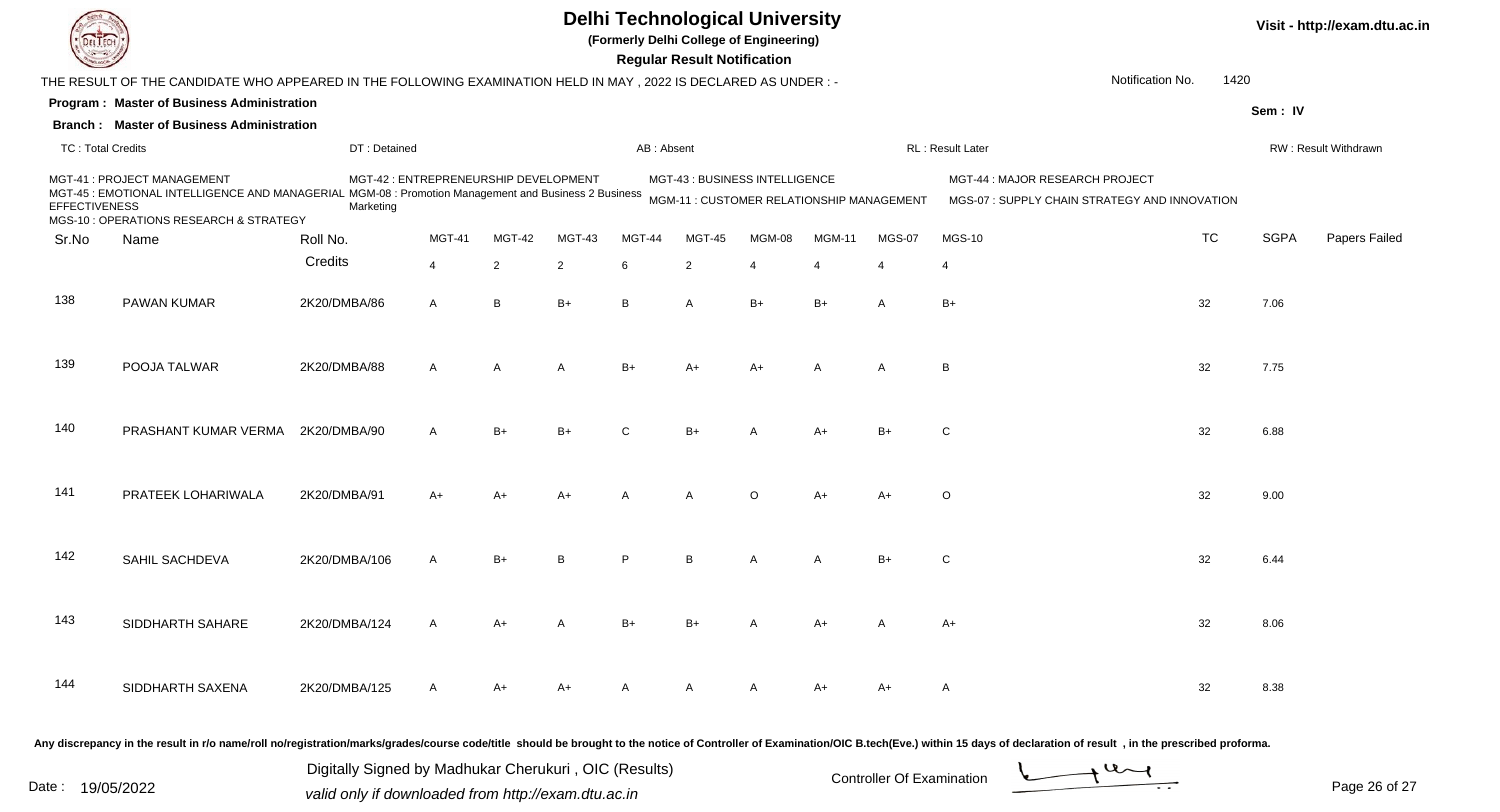# Delhi Technological University

**(Formerly Delhi College of Engineering)**

**Regular Result Notification**

Visit - http://exam.dtu.ac.in

THE RESULT OF THE CANDIDATE WHO APPEARED IN THE FOLLOWING EXAMINATION HELD IN MAY , 2022 IS DECLARED AS UNDER : -

Notification No. 1420

**Program : Master of Business Administration**

**Branch : Master of Business Administration**

Sem : IV

TC : Total Credits | DT : Detained | AB : Absent | RL : Result Later | RW : Result Withdrawn

MGT-41 : PROJECT MANAGEMENT
MGT-42 : ENTREPRENEURSHIP DEVELOPMENT
MGT-43 : BUSINESS INTELLIGENCE
MGT-44 : MAJOR RESEARCH PROJECT
MGT-45 : EMOTIONAL INTELLIGENCE AND MANAGERIAL EFFECTIVENESS
MGM-08 : Promotion Management and Business 2 Business Marketing
MGM-11 : CUSTOMER RELATIONSHIP MANAGEMENT
MGS-07 : SUPPLY CHAIN STRATEGY AND INNOVATION
MGS-10 : OPERATIONS RESEARCH & STRATEGY

| Sr.No | Name | Roll No. | MGT-41 | MGT-42 | MGT-43 | MGT-44 | MGT-45 | MGM-08 | MGM-11 | MGS-07 | MGS-10 | TC | SGPA | Papers Failed |
|---|---|---|---|---|---|---|---|---|---|---|---|---|---|---|
| | | Credits | 4 | 2 | 2 | 6 | 2 | 4 | 4 | 4 | 4 | | | |
| 138 | PAWAN KUMAR | 2K20/DMBA/86 | A | B | B+ | B | A | B+ | B+ | A | B+ | 32 | 7.06 | |
| 139 | POOJA TALWAR | 2K20/DMBA/88 | A | A | A | B+ | A+ | A+ | A | A | B | 32 | 7.75 | |
| 140 | PRASHANT KUMAR VERMA | 2K20/DMBA/90 | A | B+ | B+ | C | B+ | A | A+ | B+ | C | 32 | 6.88 | |
| 141 | PRATEEK LOHARIWALA | 2K20/DMBA/91 | A+ | A+ | A+ | A | A | O | A+ | A+ | O | 32 | 9.00 | |
| 142 | SAHIL SACHDEVA | 2K20/DMBA/106 | A | B+ | B | P | B | A | A | B+ | C | 32 | 6.44 | |
| 143 | SIDDHARTH SAHARE | 2K20/DMBA/124 | A | A+ | A | B+ | B+ | A | A+ | A | A+ | 32 | 8.06 | |
| 144 | SIDDHARTH SAXENA | 2K20/DMBA/125 | A | A+ | A+ | A | A | A | A+ | A+ | A | 32 | 8.38 | |

Any discrepancy in the result in r/o name/roll no/registration/marks/grades/course code/title should be brought to the notice of Controller of Examination/OIC B.tech(Eve.) within 15 days of declaration of result , in the prescribed proforma.

Date : 19/05/2022

Digitally Signed by Madhukar Cherukuri , OIC (Results)
valid only if downloaded from http://exam.dtu.ac.in

Controller Of Examination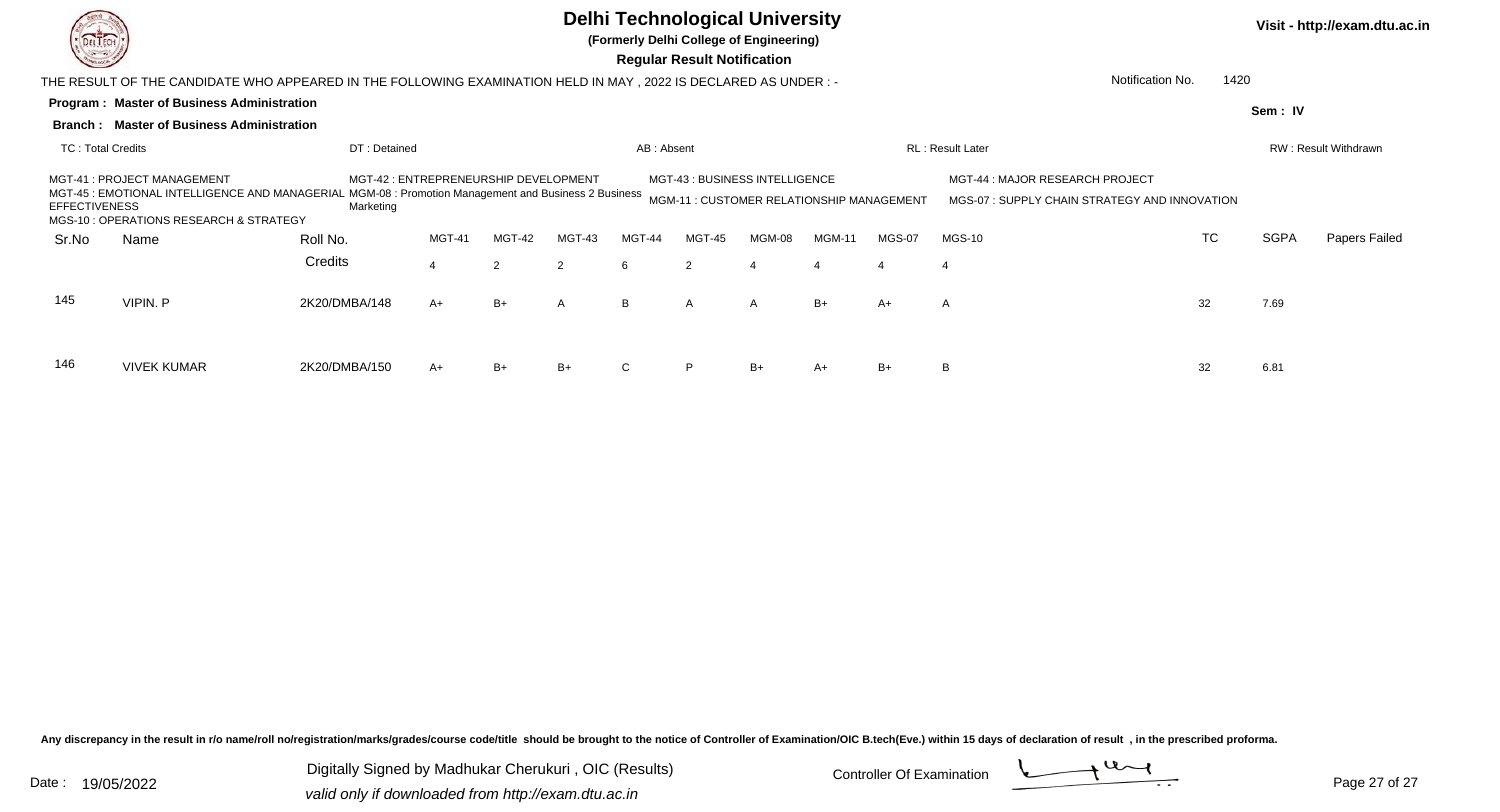# Delhi Technological University

**(Formerly Delhi College of Engineering)**

**Regular Result Notification**

Visit - http://exam.dtu.ac.in

THE RESULT OF THE CANDIDATE WHO APPEARED IN THE FOLLOWING EXAMINATION HELD IN MAY , 2022 IS DECLARED AS UNDER : -

Notification No. 1420

**Program : Master of Business Administration**

Sem : IV

**Branch : Master of Business Administration**

TC : Total Credits | DT : Detained | AB : Absent | RL : Result Later | RW : Result Withdrawn

MGT-41 : PROJECT MANAGEMENT
MGT-42 : ENTREPRENEURSHIP DEVELOPMENT
MGT-43 : BUSINESS INTELLIGENCE
MGT-44 : MAJOR RESEARCH PROJECT
MGT-45 : EMOTIONAL INTELLIGENCE AND MANAGERIAL EFFECTIVENESS
MGM-08 : Promotion Management and Business 2 Business Marketing
MGM-11 : CUSTOMER RELATIONSHIP MANAGEMENT
MGS-07 : SUPPLY CHAIN STRATEGY AND INNOVATION
MGS-10 : OPERATIONS RESEARCH & STRATEGY

| Sr.No | Name | Roll No. | MGT-41 | MGT-42 | MGT-43 | MGT-44 | MGT-45 | MGM-08 | MGM-11 | MGS-07 | MGS-10 | TC | SGPA | Papers Failed |
|---|---|---|---|---|---|---|---|---|---|---|---|---|---|---|
| | | Credits | 4 | 2 | 2 | 6 | 2 | 4 | 4 | 4 | 4 | | | |
| 145 | VIPIN. P | 2K20/DMBA/148 | A+ | B+ | A | B | A | A | B+ | A+ | A | 32 | 7.69 | |
| 146 | VIVEK KUMAR | 2K20/DMBA/150 | A+ | B+ | B+ | C | P | B+ | A+ | B+ | B | 32 | 6.81 | |

Any discrepancy in the result in r/o name/roll no/registration/marks/grades/course code/title should be brought to the notice of Controller of Examination/OIC B.tech(Eve.) within 15 days of declaration of result , in the prescribed proforma.

Date : 19/05/2022

Digitally Signed by Madhukar Cherukuri , OIC (Results)
valid only if downloaded from http://exam.dtu.ac.in

Controller Of Examination